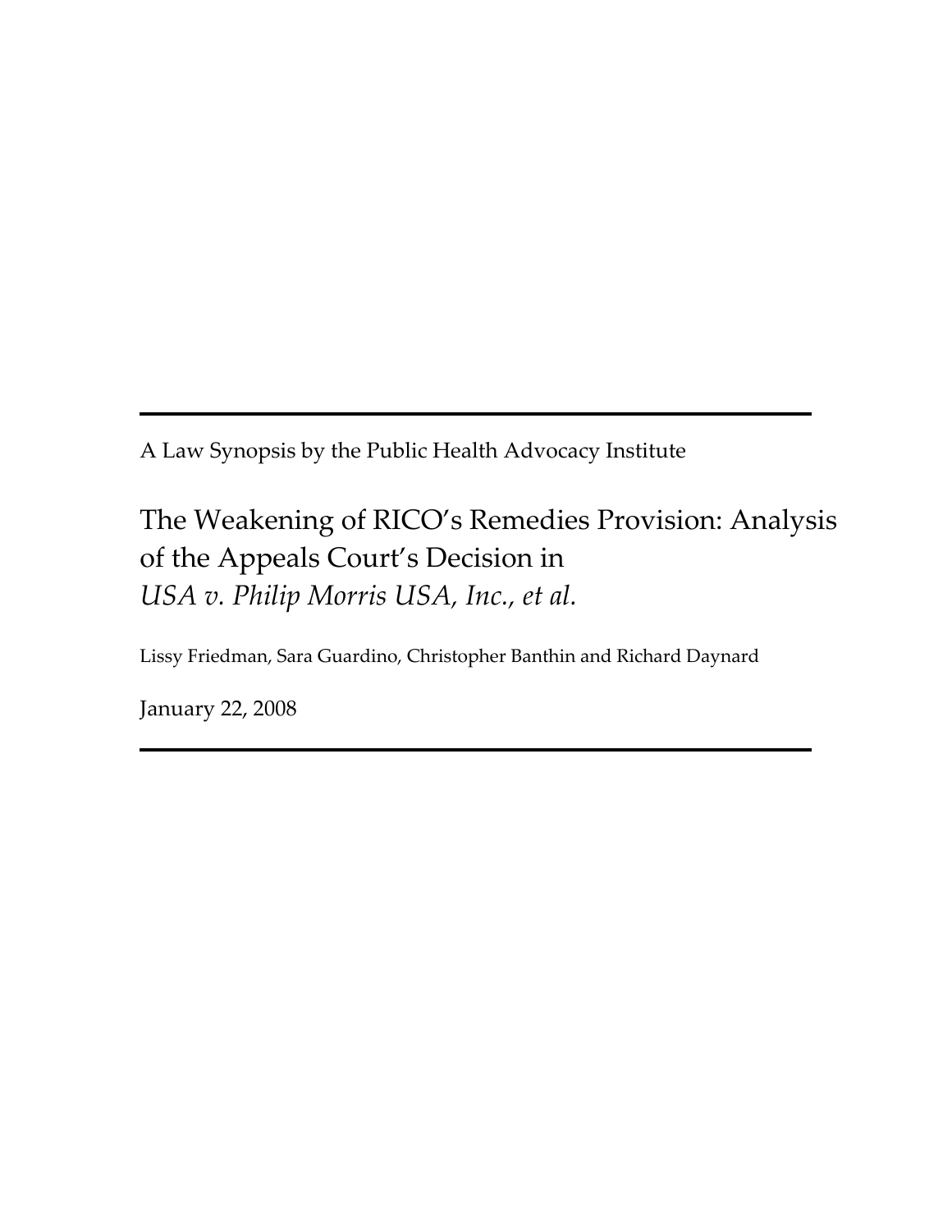A Law Synopsis by the Public Health Advocacy Institute

# The Weakening of RICO's Remedies Provision: Analysis of the Appeals Court's Decision in *USA v. Philip Morris USA, Inc., et al.*

Lissy Friedman, Sara Guardino, Christopher Banthin and Richard Daynard

January 22, 2008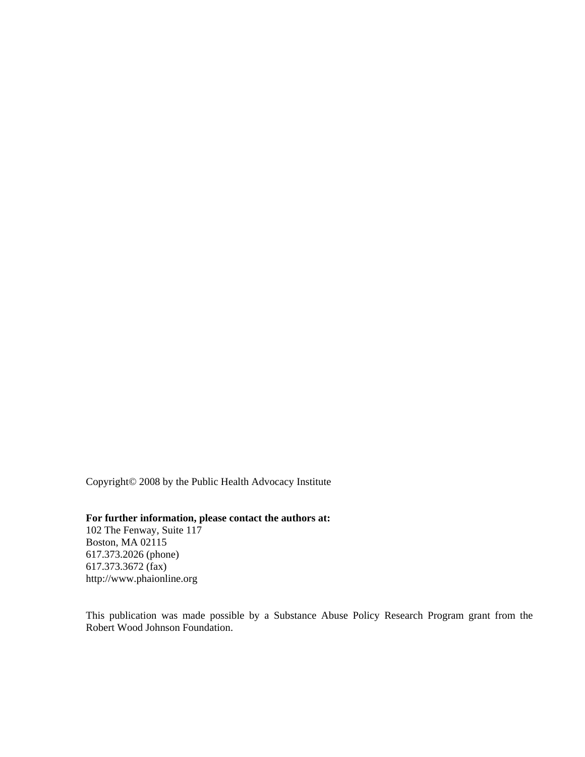Copyright© 2008 by the Public Health Advocacy Institute

**For further information, please contact the authors at:**
102 The Fenway, Suite 117
Boston, MA 02115
617.373.2026 (phone)
617.373.3672 (fax)
http://www.phaionline.org

This publication was made possible by a Substance Abuse Policy Research Program grant from the Robert Wood Johnson Foundation.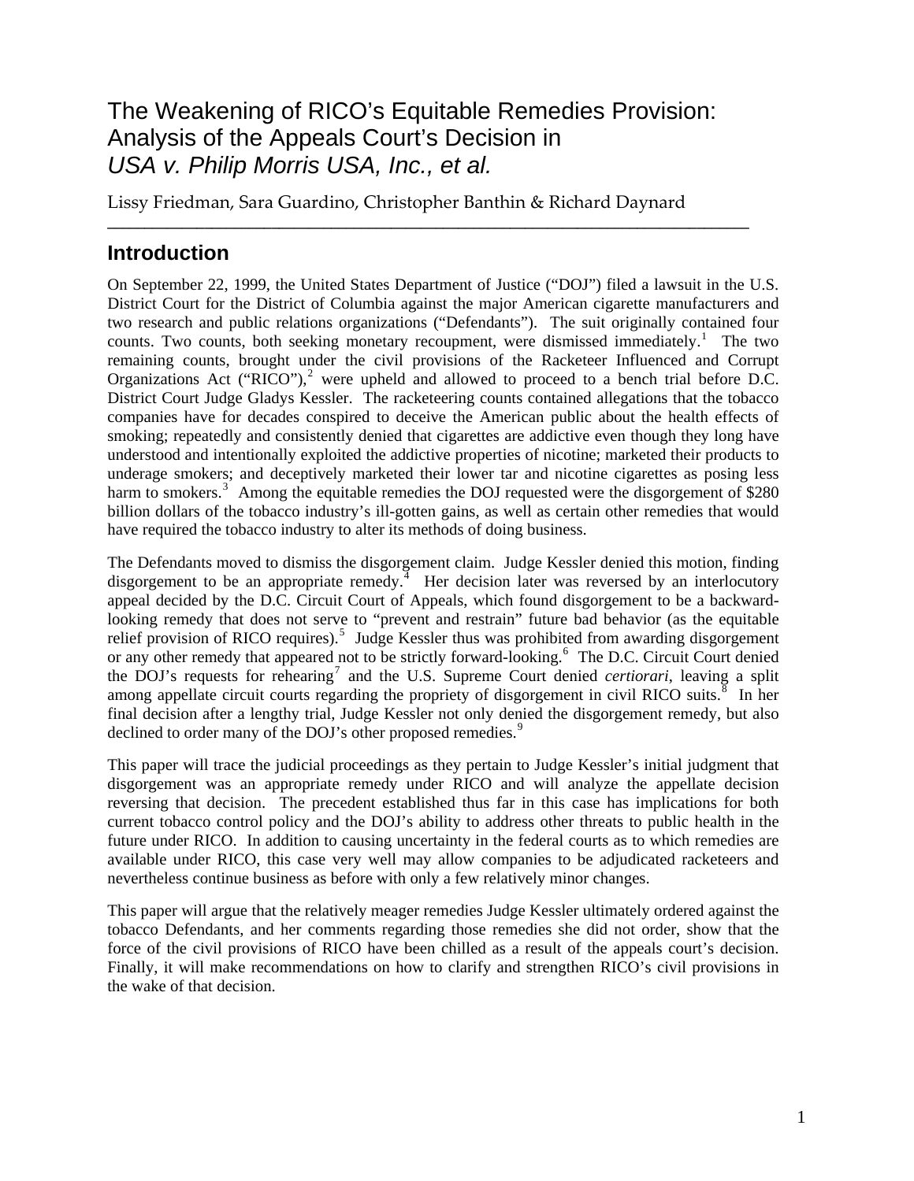# The Weakening of RICO's Equitable Remedies Provision: Analysis of the Appeals Court's Decision in *USA v. Philip Morris USA, Inc., et al.*

Lissy Friedman, Sara Guardino, Christopher Banthin & Richard Daynard

## Introduction

On September 22, 1999, the United States Department of Justice ("DOJ") filed a lawsuit in the U.S. District Court for the District of Columbia against the major American cigarette manufacturers and two research and public relations organizations ("Defendants"). The suit originally contained four counts. Two counts, both seeking monetary recoupment, were dismissed immediately.[1] The two remaining counts, brought under the civil provisions of the Racketeer Influenced and Corrupt Organizations Act ("RICO"),[2] were upheld and allowed to proceed to a bench trial before D.C. District Court Judge Gladys Kessler. The racketeering counts contained allegations that the tobacco companies have for decades conspired to deceive the American public about the health effects of smoking; repeatedly and consistently denied that cigarettes are addictive even though they long have understood and intentionally exploited the addictive properties of nicotine; marketed their products to underage smokers; and deceptively marketed their lower tar and nicotine cigarettes as posing less harm to smokers.[3] Among the equitable remedies the DOJ requested were the disgorgement of $280 billion dollars of the tobacco industry's ill-gotten gains, as well as certain other remedies that would have required the tobacco industry to alter its methods of doing business.

The Defendants moved to dismiss the disgorgement claim. Judge Kessler denied this motion, finding disgorgement to be an appropriate remedy.[4] Her decision later was reversed by an interlocutory appeal decided by the D.C. Circuit Court of Appeals, which found disgorgement to be a backward-looking remedy that does not serve to "prevent and restrain" future bad behavior (as the equitable relief provision of RICO requires).[5] Judge Kessler thus was prohibited from awarding disgorgement or any other remedy that appeared not to be strictly forward-looking.[6] The D.C. Circuit Court denied the DOJ's requests for rehearing[7] and the U.S. Supreme Court denied *certiorari*, leaving a split among appellate circuit courts regarding the propriety of disgorgement in civil RICO suits.[8] In her final decision after a lengthy trial, Judge Kessler not only denied the disgorgement remedy, but also declined to order many of the DOJ's other proposed remedies.[9]

This paper will trace the judicial proceedings as they pertain to Judge Kessler's initial judgment that disgorgement was an appropriate remedy under RICO and will analyze the appellate decision reversing that decision. The precedent established thus far in this case has implications for both current tobacco control policy and the DOJ's ability to address other threats to public health in the future under RICO. In addition to causing uncertainty in the federal courts as to which remedies are available under RICO, this case very well may allow companies to be adjudicated racketeers and nevertheless continue business as before with only a few relatively minor changes.

This paper will argue that the relatively meager remedies Judge Kessler ultimately ordered against the tobacco Defendants, and her comments regarding those remedies she did not order, show that the force of the civil provisions of RICO have been chilled as a result of the appeals court's decision. Finally, it will make recommendations on how to clarify and strengthen RICO's civil provisions in the wake of that decision.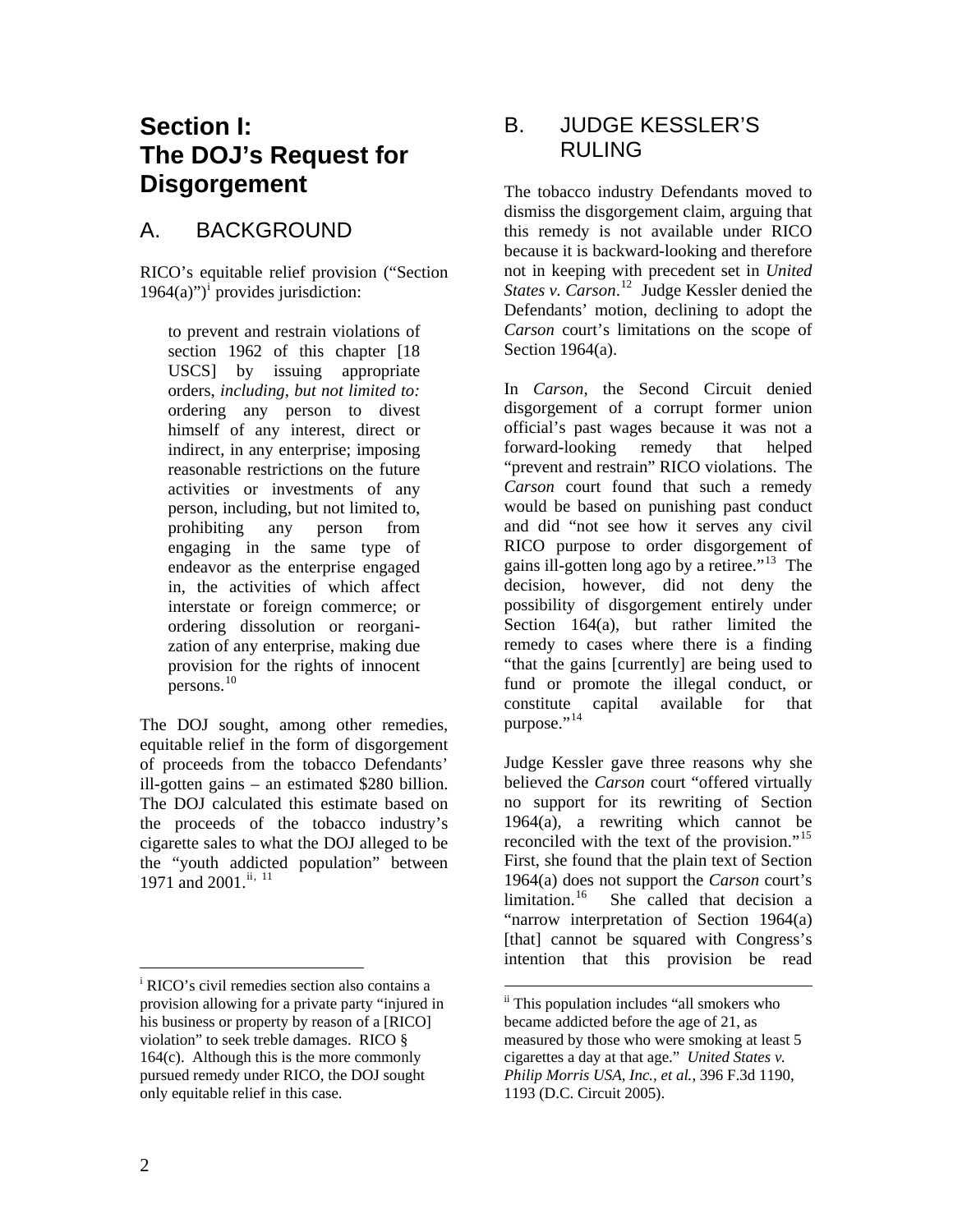# Section I: The DOJ's Request for Disgorgement

## A. BACKGROUND

RICO's equitable relief provision ("Section 1964(a)")[i] provides jurisdiction:

> to prevent and restrain violations of section 1962 of this chapter [18 USCS] by issuing appropriate orders, *including, but not limited to:* ordering any person to divest himself of any interest, direct or indirect, in any enterprise; imposing reasonable restrictions on the future activities or investments of any person, including, but not limited to, prohibiting any person from engaging in the same type of endeavor as the enterprise engaged in, the activities of which affect interstate or foreign commerce; or ordering dissolution or reorganization of any enterprise, making due provision for the rights of innocent persons.[10]

The DOJ sought, among other remedies, equitable relief in the form of disgorgement of proceeds from the tobacco Defendants' ill-gotten gains – an estimated $280 billion. The DOJ calculated this estimate based on the proceeds of the tobacco industry's cigarette sales to what the DOJ alleged to be the "youth addicted population" between 1971 and 2001.[ii, 11]

## B. JUDGE KESSLER'S RULING

The tobacco industry Defendants moved to dismiss the disgorgement claim, arguing that this remedy is not available under RICO because it is backward-looking and therefore not in keeping with precedent set in *United States v. Carson*.[12] Judge Kessler denied the Defendants' motion, declining to adopt the *Carson* court's limitations on the scope of Section 1964(a).

In *Carson*, the Second Circuit denied disgorgement of a corrupt former union official's past wages because it was not a forward-looking remedy that helped "prevent and restrain" RICO violations. The *Carson* court found that such a remedy would be based on punishing past conduct and did "not see how it serves any civil RICO purpose to order disgorgement of gains ill-gotten long ago by a retiree."[13] The decision, however, did not deny the possibility of disgorgement entirely under Section 164(a), but rather limited the remedy to cases where there is a finding "that the gains [currently] are being used to fund or promote the illegal conduct, or constitute capital available for that purpose."[14]

Judge Kessler gave three reasons why she believed the *Carson* court "offered virtually no support for its rewriting of Section 1964(a), a rewriting which cannot be reconciled with the text of the provision."[15] First, she found that the plain text of Section 1964(a) does not support the *Carson* court's limitation.[16] She called that decision a "narrow interpretation of Section 1964(a) [that] cannot be squared with Congress's intention that this provision be read

---

[i] RICO's civil remedies section also contains a provision allowing for a private party "injured in his business or property by reason of a [RICO] violation" to seek treble damages. RICO § 164(c). Although this is the more commonly pursued remedy under RICO, the DOJ sought only equitable relief in this case.

[ii] This population includes "all smokers who became addicted before the age of 21, as measured by those who were smoking at least 5 cigarettes a day at that age." *United States v. Philip Morris USA, Inc., et al.*, 396 F.3d 1190, 1193 (D.C. Circuit 2005).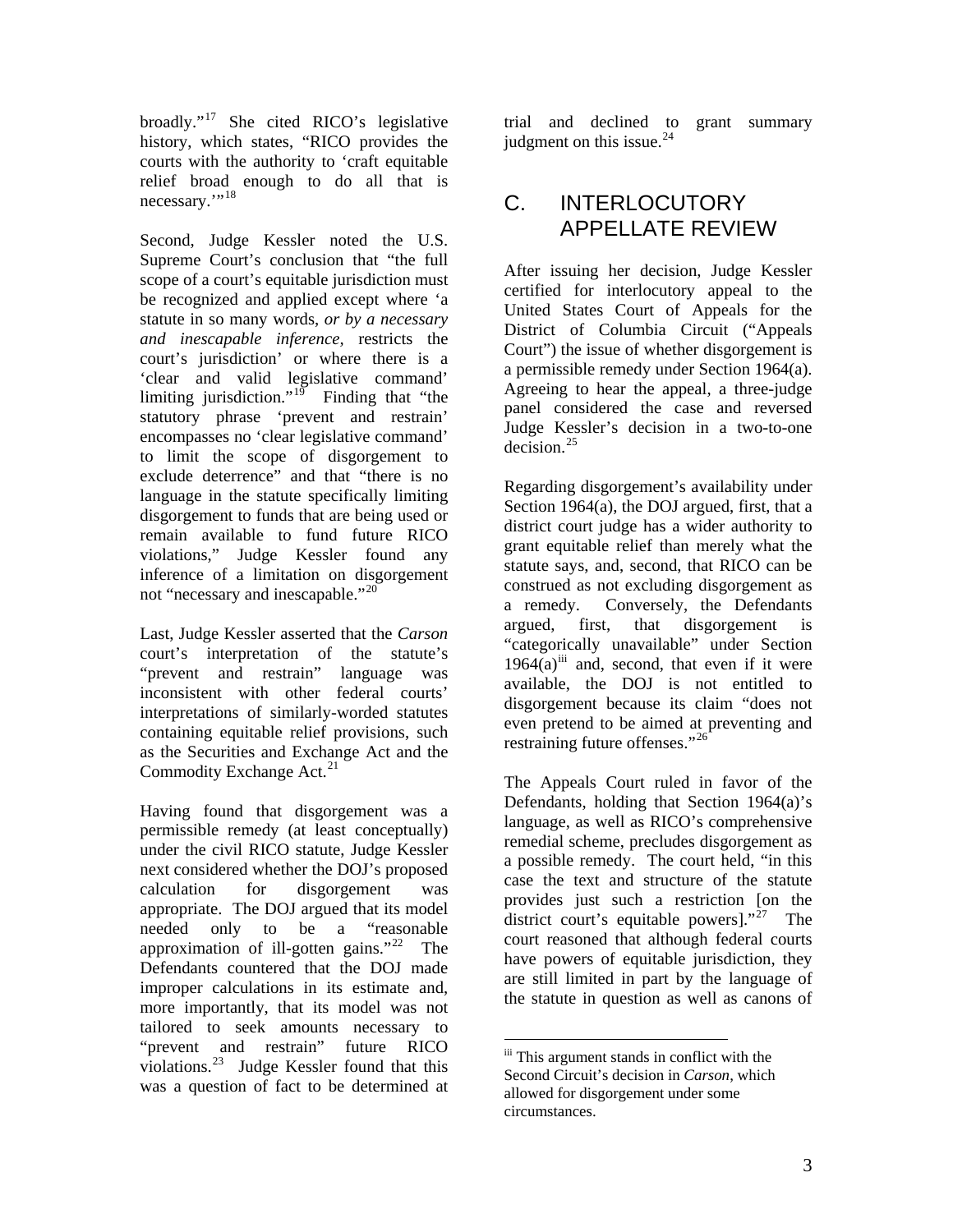broadly."[17] She cited RICO's legislative history, which states, "RICO provides the courts with the authority to 'craft equitable relief broad enough to do all that is necessary.'"[18]

Second, Judge Kessler noted the U.S. Supreme Court's conclusion that "the full scope of a court's equitable jurisdiction must be recognized and applied except where 'a statute in so many words, *or by a necessary and inescapable inference*, restricts the court's jurisdiction' or where there is a 'clear and valid legislative command' limiting jurisdiction."[19] Finding that "the statutory phrase 'prevent and restrain' encompasses no 'clear legislative command' to limit the scope of disgorgement to exclude deterrence" and that "there is no language in the statute specifically limiting disgorgement to funds that are being used or remain available to fund future RICO violations," Judge Kessler found any inference of a limitation on disgorgement not "necessary and inescapable."[20]

Last, Judge Kessler asserted that the *Carson* court's interpretation of the statute's "prevent and restrain" language was inconsistent with other federal courts' interpretations of similarly-worded statutes containing equitable relief provisions, such as the Securities and Exchange Act and the Commodity Exchange Act.[21]

Having found that disgorgement was a permissible remedy (at least conceptually) under the civil RICO statute, Judge Kessler next considered whether the DOJ's proposed calculation for disgorgement was appropriate. The DOJ argued that its model needed only to be a "reasonable approximation of ill-gotten gains."[22] The Defendants countered that the DOJ made improper calculations in its estimate and, more importantly, that its model was not tailored to seek amounts necessary to "prevent and restrain" future RICO violations.[23] Judge Kessler found that this was a question of fact to be determined at trial and declined to grant summary judgment on this issue.[24]

## C. INTERLOCUTORY APPELLATE REVIEW

After issuing her decision, Judge Kessler certified for interlocutory appeal to the United States Court of Appeals for the District of Columbia Circuit ("Appeals Court") the issue of whether disgorgement is a permissible remedy under Section 1964(a). Agreeing to hear the appeal, a three-judge panel considered the case and reversed Judge Kessler's decision in a two-to-one decision.[25]

Regarding disgorgement's availability under Section 1964(a), the DOJ argued, first, that a district court judge has a wider authority to grant equitable relief than merely what the statute says, and, second, that RICO can be construed as not excluding disgorgement as a remedy. Conversely, the Defendants argued, first, that disgorgement is "categorically unavailable" under Section 1964(a)[iii] and, second, that even if it were available, the DOJ is not entitled to disgorgement because its claim "does not even pretend to be aimed at preventing and restraining future offenses."[26]

The Appeals Court ruled in favor of the Defendants, holding that Section 1964(a)'s language, as well as RICO's comprehensive remedial scheme, precludes disgorgement as a possible remedy. The court held, "in this case the text and structure of the statute provides just such a restriction [on the district court's equitable powers]."[27] The court reasoned that although federal courts have powers of equitable jurisdiction, they are still limited in part by the language of the statute in question as well as canons of

---

[iii] This argument stands in conflict with the Second Circuit's decision in *Carson*, which allowed for disgorgement under some circumstances.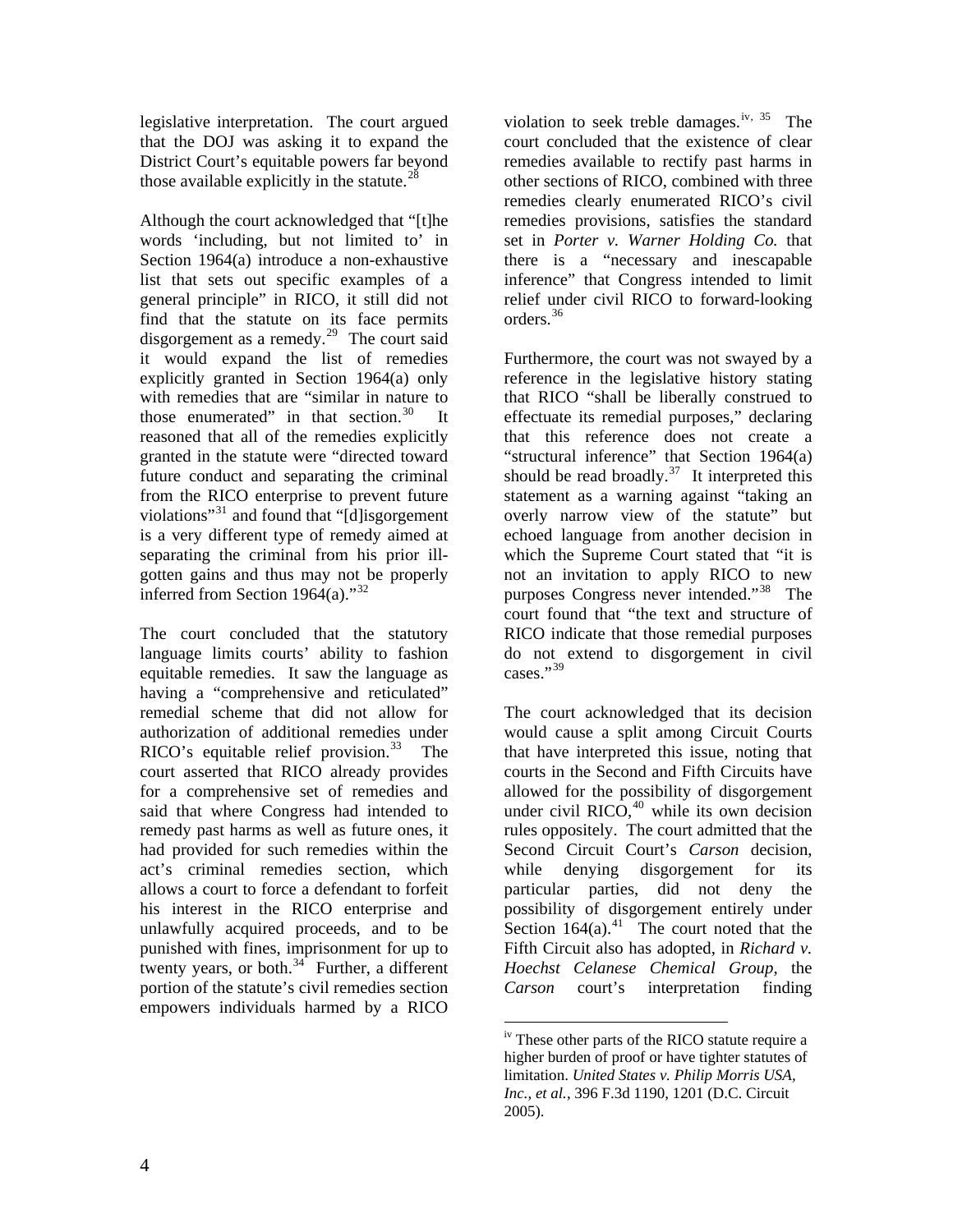legislative interpretation. The court argued that the DOJ was asking it to expand the District Court's equitable powers far beyond those available explicitly in the statute.[28]

Although the court acknowledged that "[t]he words 'including, but not limited to' in Section 1964(a) introduce a non-exhaustive list that sets out specific examples of a general principle" in RICO, it still did not find that the statute on its face permits disgorgement as a remedy.[29] The court said it would expand the list of remedies explicitly granted in Section 1964(a) only with remedies that are "similar in nature to those enumerated" in that section.[30] It reasoned that all of the remedies explicitly granted in the statute were "directed toward future conduct and separating the criminal from the RICO enterprise to prevent future violations"[31] and found that "[d]isgorgement is a very different type of remedy aimed at separating the criminal from his prior ill-gotten gains and thus may not be properly inferred from Section 1964(a)."[32]

The court concluded that the statutory language limits courts' ability to fashion equitable remedies. It saw the language as having a "comprehensive and reticulated" remedial scheme that did not allow for authorization of additional remedies under RICO's equitable relief provision.[33] The court asserted that RICO already provides for a comprehensive set of remedies and said that where Congress had intended to remedy past harms as well as future ones, it had provided for such remedies within the act's criminal remedies section, which allows a court to force a defendant to forfeit his interest in the RICO enterprise and unlawfully acquired proceeds, and to be punished with fines, imprisonment for up to twenty years, or both.[34] Further, a different portion of the statute's civil remedies section empowers individuals harmed by a RICO violation to seek treble damages.[iv, 35] The court concluded that the existence of clear remedies available to rectify past harms in other sections of RICO, combined with three remedies clearly enumerated RICO's civil remedies provisions, satisfies the standard set in *Porter v. Warner Holding Co.* that there is a "necessary and inescapable inference" that Congress intended to limit relief under civil RICO to forward-looking orders.[36]

Furthermore, the court was not swayed by a reference in the legislative history stating that RICO "shall be liberally construed to effectuate its remedial purposes," declaring that this reference does not create a "structural inference" that Section 1964(a) should be read broadly.[37] It interpreted this statement as a warning against "taking an overly narrow view of the statute" but echoed language from another decision in which the Supreme Court stated that "it is not an invitation to apply RICO to new purposes Congress never intended."[38] The court found that "the text and structure of RICO indicate that those remedial purposes do not extend to disgorgement in civil cases."[39]

The court acknowledged that its decision would cause a split among Circuit Courts that have interpreted this issue, noting that courts in the Second and Fifth Circuits have allowed for the possibility of disgorgement under civil RICO,[40] while its own decision rules oppositely. The court admitted that the Second Circuit Court's *Carson* decision, while denying disgorgement for its particular parties, did not deny the possibility of disgorgement entirely under Section 164(a).[41] The court noted that the Fifth Circuit also has adopted, in *Richard v. Hoechst Celanese Chemical Group*, the *Carson* court's interpretation finding

---

[iv] These other parts of the RICO statute require a higher burden of proof or have tighter statutes of limitation. *United States v. Philip Morris USA, Inc., et al.*, 396 F.3d 1190, 1201 (D.C. Circuit 2005).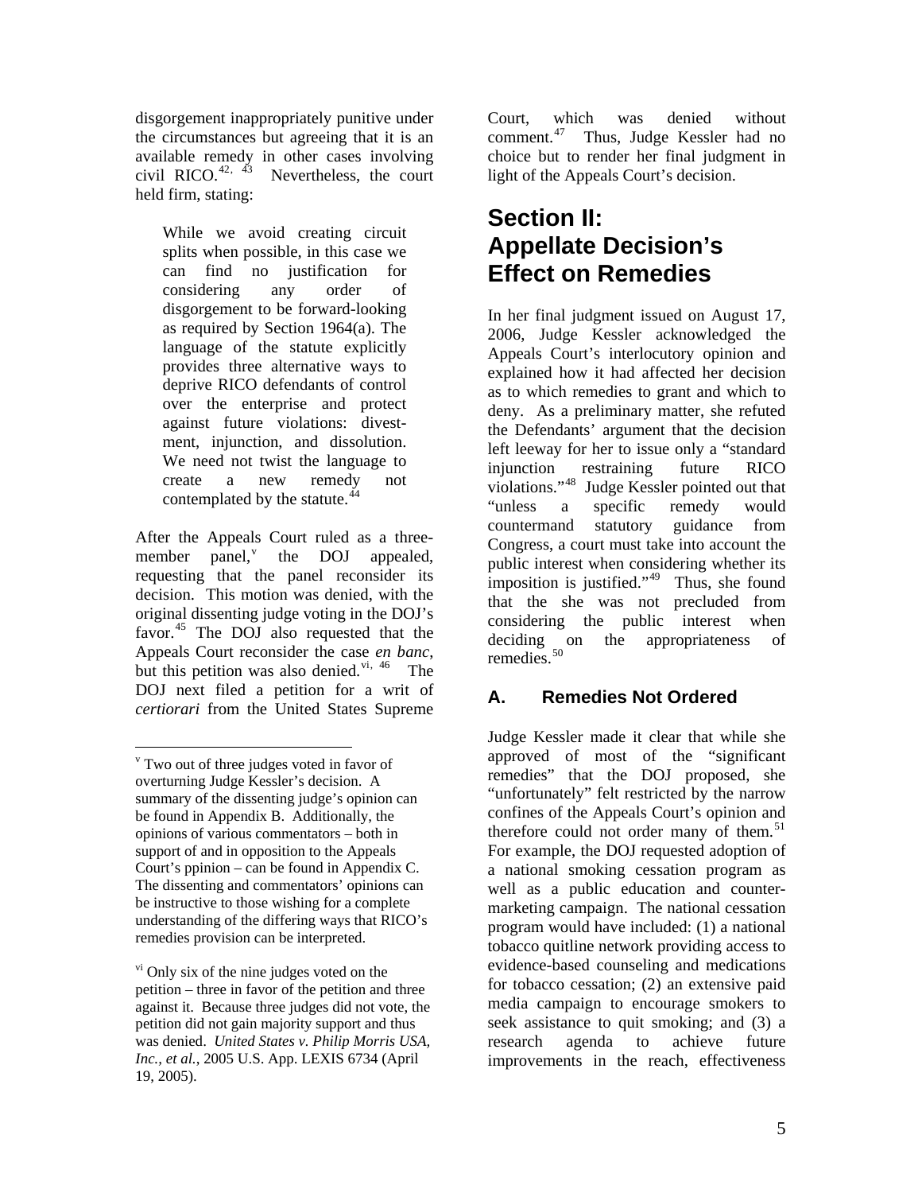disgorgement inappropriately punitive under the circumstances but agreeing that it is an available remedy in other cases involving civil RICO.[42, 43] Nevertheless, the court held firm, stating:

> While we avoid creating circuit splits when possible, in this case we can find no justification for considering any order of disgorgement to be forward-looking as required by Section 1964(a). The language of the statute explicitly provides three alternative ways to deprive RICO defendants of control over the enterprise and protect against future violations: divestment, injunction, and dissolution. We need not twist the language to create a new remedy not contemplated by the statute.[44]

After the Appeals Court ruled as a three-member panel,[v] the DOJ appealed, requesting that the panel reconsider its decision. This motion was denied, with the original dissenting judge voting in the DOJ's favor.[45] The DOJ also requested that the Appeals Court reconsider the case *en banc*, but this petition was also denied.[vi, 46] The DOJ next filed a petition for a writ of *certiorari* from the United States Supreme Court, which was denied without comment.[47] Thus, Judge Kessler had no choice but to render her final judgment in light of the Appeals Court's decision.

# Section II: Appellate Decision's Effect on Remedies

In her final judgment issued on August 17, 2006, Judge Kessler acknowledged the Appeals Court's interlocutory opinion and explained how it had affected her decision as to which remedies to grant and which to deny. As a preliminary matter, she refuted the Defendants' argument that the decision left leeway for her to issue only a "standard injunction restraining future RICO violations."[48] Judge Kessler pointed out that "unless a specific remedy would countermand statutory guidance from Congress, a court must take into account the public interest when considering whether its imposition is justified."[49] Thus, she found that the she was not precluded from considering the public interest when deciding on the appropriateness of remedies.[50]

## A. Remedies Not Ordered

Judge Kessler made it clear that while she approved of most of the "significant remedies" that the DOJ proposed, she "unfortunately" felt restricted by the narrow confines of the Appeals Court's opinion and therefore could not order many of them.[51] For example, the DOJ requested adoption of a national smoking cessation program as well as a public education and counter-marketing campaign. The national cessation program would have included: (1) a national tobacco quitline network providing access to evidence-based counseling and medications for tobacco cessation; (2) an extensive paid media campaign to encourage smokers to seek assistance to quit smoking; and (3) a research agenda to achieve future improvements in the reach, effectiveness

---

[v] Two out of three judges voted in favor of overturning Judge Kessler's decision. A summary of the dissenting judge's opinion can be found in Appendix B. Additionally, the opinions of various commentators – both in support of and in opposition to the Appeals Court's ppinion – can be found in Appendix C. The dissenting and commentators' opinions can be instructive to those wishing for a complete understanding of the differing ways that RICO's remedies provision can be interpreted.

[vi] Only six of the nine judges voted on the petition – three in favor of the petition and three against it. Because three judges did not vote, the petition did not gain majority support and thus was denied. *United States v. Philip Morris USA, Inc., et al.*, 2005 U.S. App. LEXIS 6734 (April 19, 2005).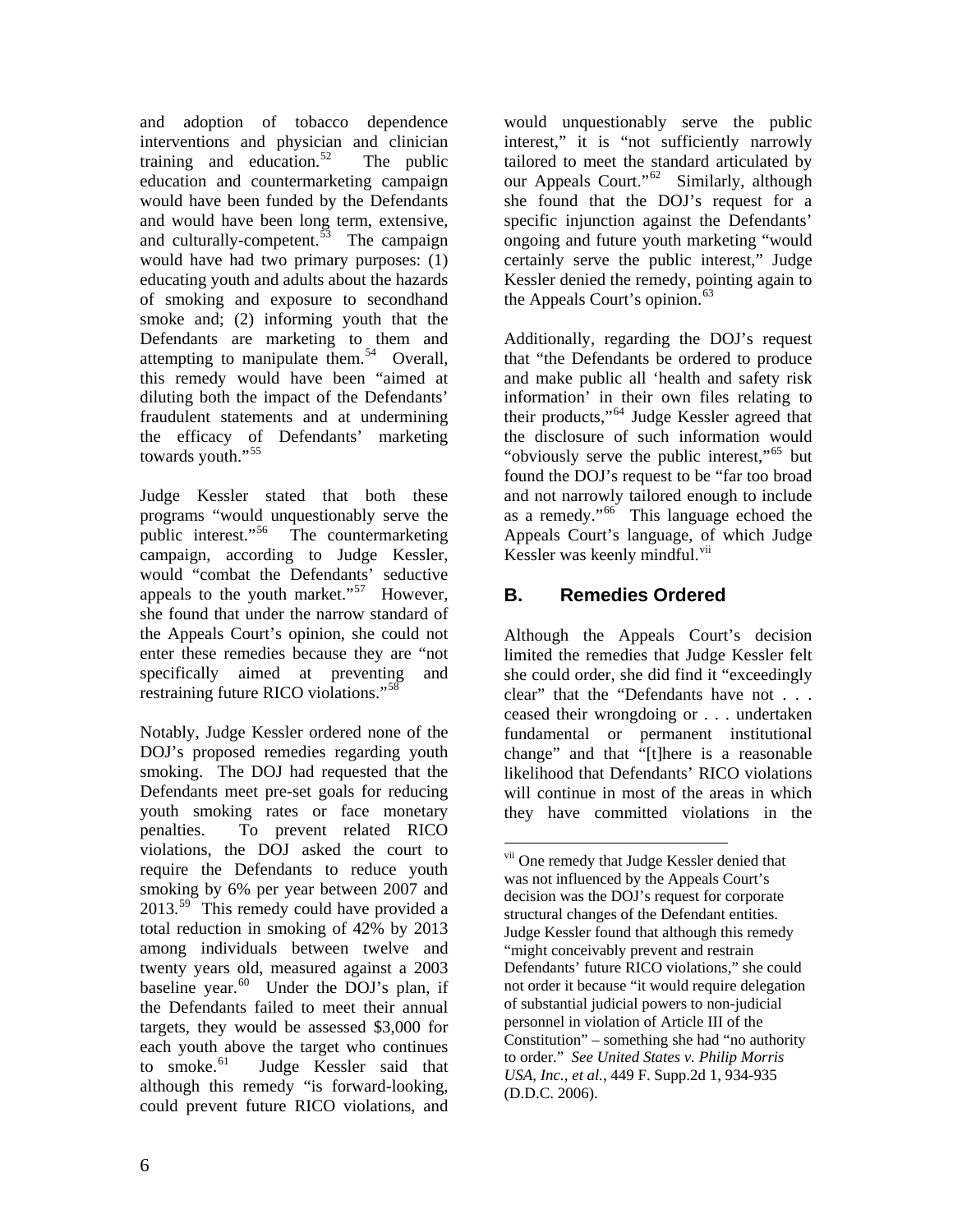and adoption of tobacco dependence interventions and physician and clinician training and education.[52] The public education and countermarketing campaign would have been funded by the Defendants and would have been long term, extensive, and culturally-competent.[53] The campaign would have had two primary purposes: (1) educating youth and adults about the hazards of smoking and exposure to secondhand smoke and; (2) informing youth that the Defendants are marketing to them and attempting to manipulate them.[54] Overall, this remedy would have been "aimed at diluting both the impact of the Defendants' fraudulent statements and at undermining the efficacy of Defendants' marketing towards youth."[55]

Judge Kessler stated that both these programs "would unquestionably serve the public interest."[56] The countermarketing campaign, according to Judge Kessler, would "combat the Defendants' seductive appeals to the youth market."[57] However, she found that under the narrow standard of the Appeals Court's opinion, she could not enter these remedies because they are "not specifically aimed at preventing and restraining future RICO violations."[58]

Notably, Judge Kessler ordered none of the DOJ's proposed remedies regarding youth smoking. The DOJ had requested that the Defendants meet pre-set goals for reducing youth smoking rates or face monetary penalties. To prevent related RICO violations, the DOJ asked the court to require the Defendants to reduce youth smoking by 6% per year between 2007 and 2013.[59] This remedy could have provided a total reduction in smoking of 42% by 2013 among individuals between twelve and twenty years old, measured against a 2003 baseline year.[60] Under the DOJ's plan, if the Defendants failed to meet their annual targets, they would be assessed $3,000 for each youth above the target who continues to smoke.[61] Judge Kessler said that although this remedy "is forward-looking, could prevent future RICO violations, and would unquestionably serve the public interest," it is "not sufficiently narrowly tailored to meet the standard articulated by our Appeals Court."[62] Similarly, although she found that the DOJ's request for a specific injunction against the Defendants' ongoing and future youth marketing "would certainly serve the public interest," Judge Kessler denied the remedy, pointing again to the Appeals Court's opinion.[63]

Additionally, regarding the DOJ's request that "the Defendants be ordered to produce and make public all 'health and safety risk information' in their own files relating to their products,"[64] Judge Kessler agreed that the disclosure of such information would "obviously serve the public interest,"[65] but found the DOJ's request to be "far too broad and not narrowly tailored enough to include as a remedy."[66] This language echoed the Appeals Court's language, of which Judge Kessler was keenly mindful.[vii]

## B. Remedies Ordered

Although the Appeals Court's decision limited the remedies that Judge Kessler felt she could order, she did find it "exceedingly clear" that the "Defendants have not . . . ceased their wrongdoing or . . . undertaken fundamental or permanent institutional change" and that "[t]here is a reasonable likelihood that Defendants' RICO violations will continue in most of the areas in which they have committed violations in the

---

[vii] One remedy that Judge Kessler denied that was not influenced by the Appeals Court's decision was the DOJ's request for corporate structural changes of the Defendant entities. Judge Kessler found that although this remedy "might conceivably prevent and restrain Defendants' future RICO violations," she could not order it because "it would require delegation of substantial judicial powers to non-judicial personnel in violation of Article III of the Constitution" – something she had "no authority to order." *See United States v. Philip Morris USA, Inc., et al.*, 449 F. Supp.2d 1, 934-935 (D.D.C. 2006).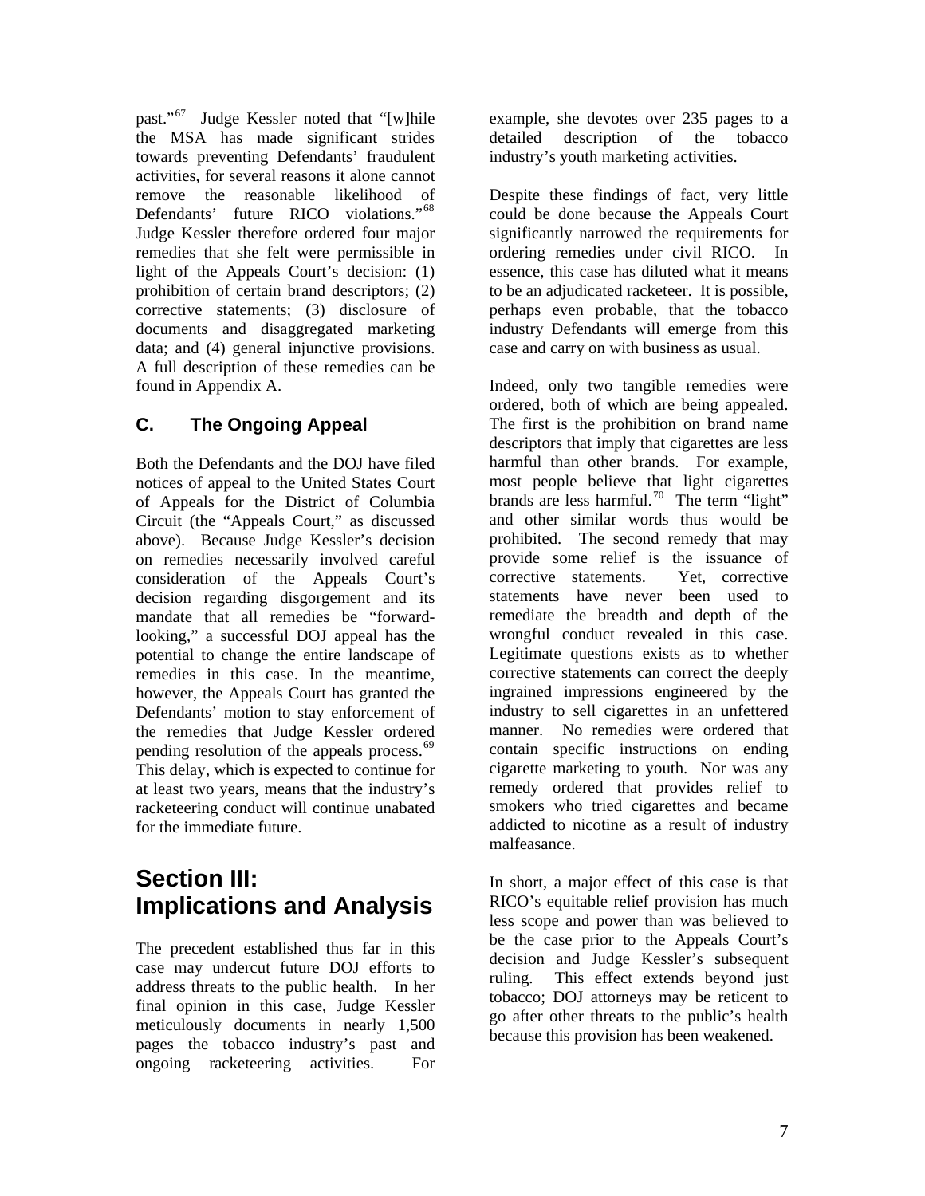past."[67] Judge Kessler noted that "[w]hile the MSA has made significant strides towards preventing Defendants' fraudulent activities, for several reasons it alone cannot remove the reasonable likelihood of Defendants' future RICO violations."[68] Judge Kessler therefore ordered four major remedies that she felt were permissible in light of the Appeals Court's decision: (1) prohibition of certain brand descriptors; (2) corrective statements; (3) disclosure of documents and disaggregated marketing data; and (4) general injunctive provisions. A full description of these remedies can be found in Appendix A.

### C. The Ongoing Appeal

Both the Defendants and the DOJ have filed notices of appeal to the United States Court of Appeals for the District of Columbia Circuit (the "Appeals Court," as discussed above). Because Judge Kessler's decision on remedies necessarily involved careful consideration of the Appeals Court's decision regarding disgorgement and its mandate that all remedies be "forward-looking," a successful DOJ appeal has the potential to change the entire landscape of remedies in this case. In the meantime, however, the Appeals Court has granted the Defendants' motion to stay enforcement of the remedies that Judge Kessler ordered pending resolution of the appeals process.[69] This delay, which is expected to continue for at least two years, means that the industry's racketeering conduct will continue unabated for the immediate future.

# Section III: Implications and Analysis

The precedent established thus far in this case may undercut future DOJ efforts to address threats to the public health. In her final opinion in this case, Judge Kessler meticulously documents in nearly 1,500 pages the tobacco industry's past and ongoing racketeering activities. For example, she devotes over 235 pages to a detailed description of the tobacco industry's youth marketing activities.

Despite these findings of fact, very little could be done because the Appeals Court significantly narrowed the requirements for ordering remedies under civil RICO. In essence, this case has diluted what it means to be an adjudicated racketeer. It is possible, perhaps even probable, that the tobacco industry Defendants will emerge from this case and carry on with business as usual.

Indeed, only two tangible remedies were ordered, both of which are being appealed. The first is the prohibition on brand name descriptors that imply that cigarettes are less harmful than other brands. For example, most people believe that light cigarettes brands are less harmful.[70] The term "light" and other similar words thus would be prohibited. The second remedy that may provide some relief is the issuance of corrective statements. Yet, corrective statements have never been used to remediate the breadth and depth of the wrongful conduct revealed in this case. Legitimate questions exists as to whether corrective statements can correct the deeply ingrained impressions engineered by the industry to sell cigarettes in an unfettered manner. No remedies were ordered that contain specific instructions on ending cigarette marketing to youth. Nor was any remedy ordered that provides relief to smokers who tried cigarettes and became addicted to nicotine as a result of industry malfeasance.

In short, a major effect of this case is that RICO's equitable relief provision has much less scope and power than was believed to be the case prior to the Appeals Court's decision and Judge Kessler's subsequent ruling. This effect extends beyond just tobacco; DOJ attorneys may be reticent to go after other threats to the public's health because this provision has been weakened.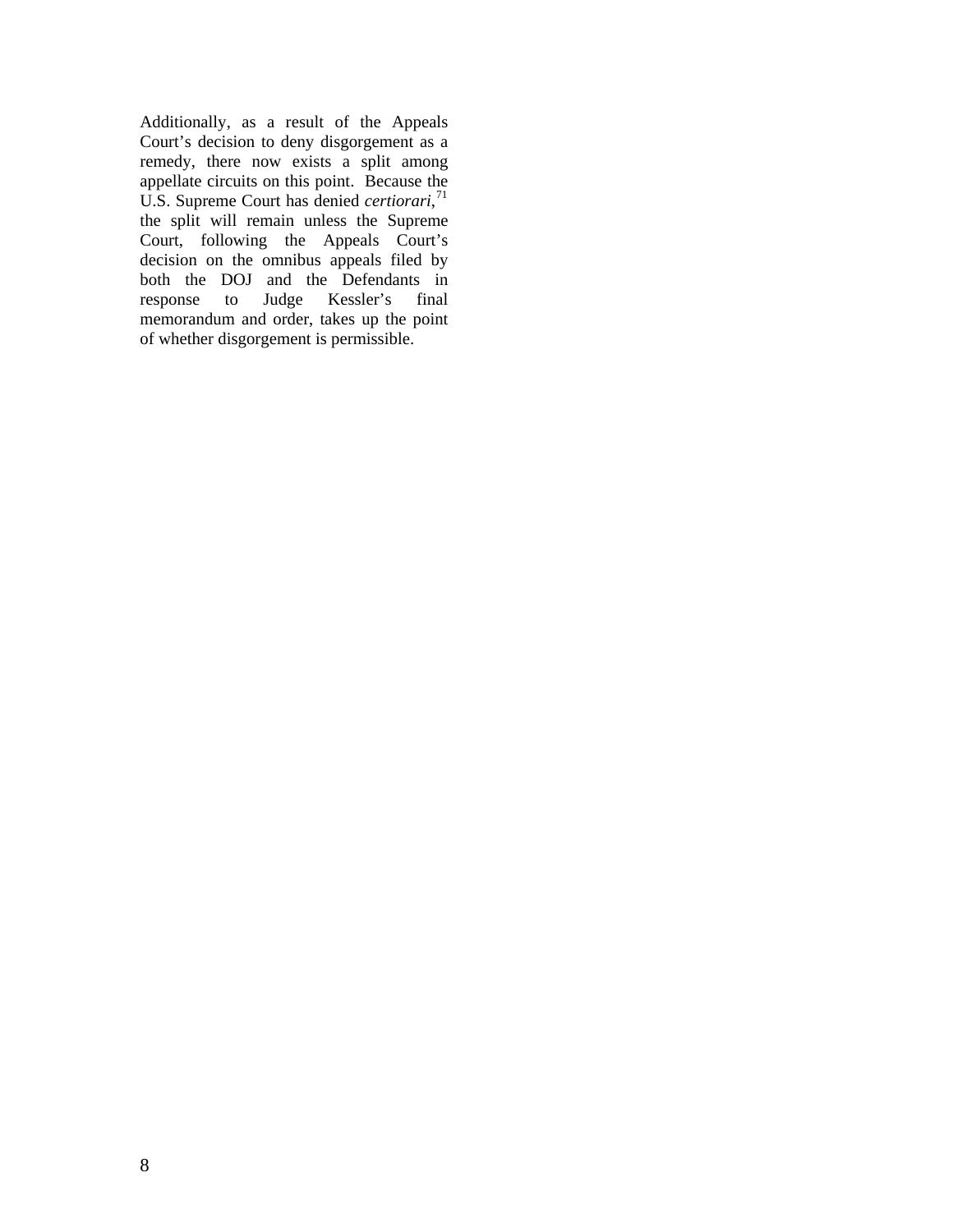Additionally, as a result of the Appeals Court's decision to deny disgorgement as a remedy, there now exists a split among appellate circuits on this point. Because the U.S. Supreme Court has denied *certiorari*,[71] the split will remain unless the Supreme Court, following the Appeals Court's decision on the omnibus appeals filed by both the DOJ and the Defendants in response to Judge Kessler's final memorandum and order, takes up the point of whether disgorgement is permissible.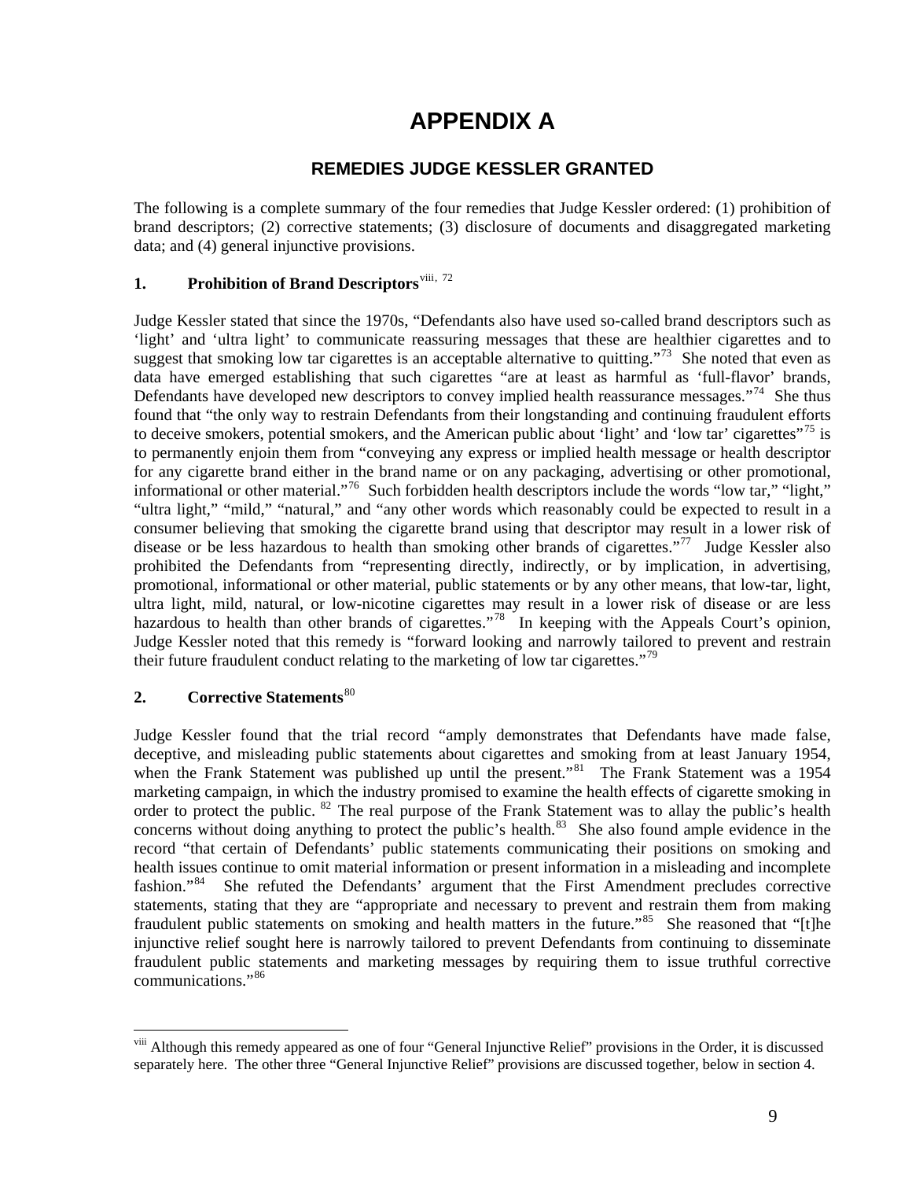# APPENDIX A

## REMEDIES JUDGE KESSLER GRANTED

The following is a complete summary of the four remedies that Judge Kessler ordered: (1) prohibition of brand descriptors; (2) corrective statements; (3) disclosure of documents and disaggregated marketing data; and (4) general injunctive provisions.

### 1. Prohibition of Brand Descriptors[viii, 72]

Judge Kessler stated that since the 1970s, "Defendants also have used so-called brand descriptors such as 'light' and 'ultra light' to communicate reassuring messages that these are healthier cigarettes and to suggest that smoking low tar cigarettes is an acceptable alternative to quitting."[73] She noted that even as data have emerged establishing that such cigarettes "are at least as harmful as 'full-flavor' brands, Defendants have developed new descriptors to convey implied health reassurance messages."[74] She thus found that "the only way to restrain Defendants from their longstanding and continuing fraudulent efforts to deceive smokers, potential smokers, and the American public about 'light' and 'low tar' cigarettes"[75] is to permanently enjoin them from "conveying any express or implied health message or health descriptor for any cigarette brand either in the brand name or on any packaging, advertising or other promotional, informational or other material."[76] Such forbidden health descriptors include the words "low tar," "light," "ultra light," "mild," "natural," and "any other words which reasonably could be expected to result in a consumer believing that smoking the cigarette brand using that descriptor may result in a lower risk of disease or be less hazardous to health than smoking other brands of cigarettes."[77] Judge Kessler also prohibited the Defendants from "representing directly, indirectly, or by implication, in advertising, promotional, informational or other material, public statements or by any other means, that low-tar, light, ultra light, mild, natural, or low-nicotine cigarettes may result in a lower risk of disease or are less hazardous to health than other brands of cigarettes."[78] In keeping with the Appeals Court's opinion, Judge Kessler noted that this remedy is "forward looking and narrowly tailored to prevent and restrain their future fraudulent conduct relating to the marketing of low tar cigarettes."[79]

### 2. Corrective Statements[80]

Judge Kessler found that the trial record "amply demonstrates that Defendants have made false, deceptive, and misleading public statements about cigarettes and smoking from at least January 1954, when the Frank Statement was published up until the present."[81] The Frank Statement was a 1954 marketing campaign, in which the industry promised to examine the health effects of cigarette smoking in order to protect the public. [82] The real purpose of the Frank Statement was to allay the public's health concerns without doing anything to protect the public's health.[83] She also found ample evidence in the record "that certain of Defendants' public statements communicating their positions on smoking and health issues continue to omit material information or present information in a misleading and incomplete fashion."[84] She refuted the Defendants' argument that the First Amendment precludes corrective statements, stating that they are "appropriate and necessary to prevent and restrain them from making fraudulent public statements on smoking and health matters in the future."[85] She reasoned that "[t]he injunctive relief sought here is narrowly tailored to prevent Defendants from continuing to disseminate fraudulent public statements and marketing messages by requiring them to issue truthful corrective communications."[86]

---

[viii] Although this remedy appeared as one of four "General Injunctive Relief" provisions in the Order, it is discussed separately here. The other three "General Injunctive Relief" provisions are discussed together, below in section 4.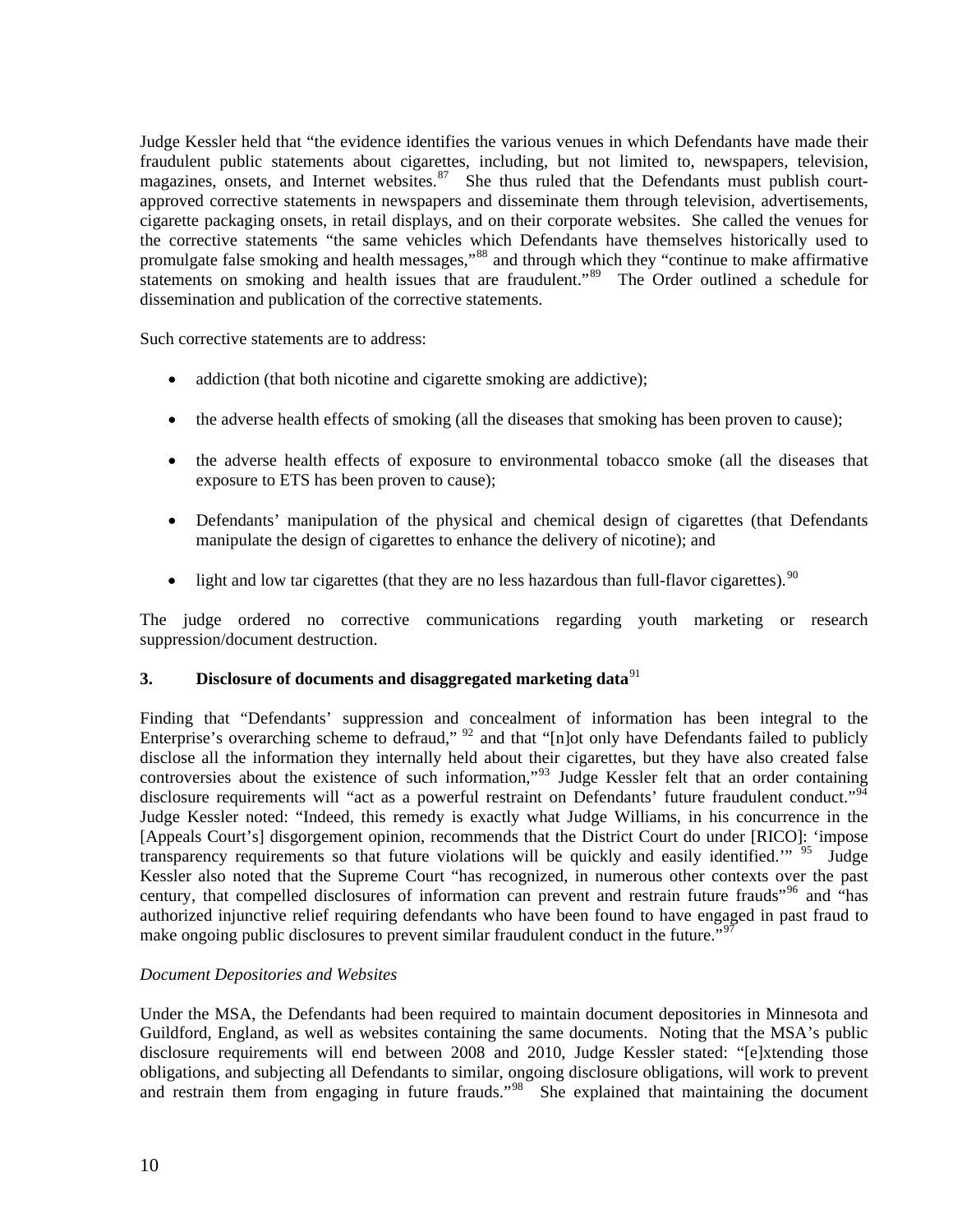Judge Kessler held that "the evidence identifies the various venues in which Defendants have made their fraudulent public statements about cigarettes, including, but not limited to, newspapers, television, magazines, onsets, and Internet websites.[87] She thus ruled that the Defendants must publish court-approved corrective statements in newspapers and disseminate them through television, advertisements, cigarette packaging onsets, in retail displays, and on their corporate websites. She called the venues for the corrective statements "the same vehicles which Defendants have themselves historically used to promulgate false smoking and health messages,"[88] and through which they "continue to make affirmative statements on smoking and health issues that are fraudulent."[89] The Order outlined a schedule for dissemination and publication of the corrective statements.

Such corrective statements are to address:

- addiction (that both nicotine and cigarette smoking are addictive);
- the adverse health effects of smoking (all the diseases that smoking has been proven to cause);
- the adverse health effects of exposure to environmental tobacco smoke (all the diseases that exposure to ETS has been proven to cause);
- Defendants' manipulation of the physical and chemical design of cigarettes (that Defendants manipulate the design of cigarettes to enhance the delivery of nicotine); and
- light and low tar cigarettes (that they are no less hazardous than full-flavor cigarettes).[90]

The judge ordered no corrective communications regarding youth marketing or research suppression/document destruction.

### 3. Disclosure of documents and disaggregated marketing data[91]

Finding that "Defendants' suppression and concealment of information has been integral to the Enterprise's overarching scheme to defraud,"[92] and that "[n]ot only have Defendants failed to publicly disclose all the information they internally held about their cigarettes, but they have also created false controversies about the existence of such information,"[93] Judge Kessler felt that an order containing disclosure requirements will "act as a powerful restraint on Defendants' future fraudulent conduct."[94] Judge Kessler noted: "Indeed, this remedy is exactly what Judge Williams, in his concurrence in the [Appeals Court's] disgorgement opinion, recommends that the District Court do under [RICO]: 'impose transparency requirements so that future violations will be quickly and easily identified.'"[95] Judge Kessler also noted that the Supreme Court "has recognized, in numerous other contexts over the past century, that compelled disclosures of information can prevent and restrain future frauds"[96] and "has authorized injunctive relief requiring defendants who have been found to have engaged in past fraud to make ongoing public disclosures to prevent similar fraudulent conduct in the future."[97]

*Document Depositories and Websites*

Under the MSA, the Defendants had been required to maintain document depositories in Minnesota and Guildford, England, as well as websites containing the same documents. Noting that the MSA's public disclosure requirements will end between 2008 and 2010, Judge Kessler stated: "[e]xtending those obligations, and subjecting all Defendants to similar, ongoing disclosure obligations, will work to prevent and restrain them from engaging in future frauds."[98] She explained that maintaining the document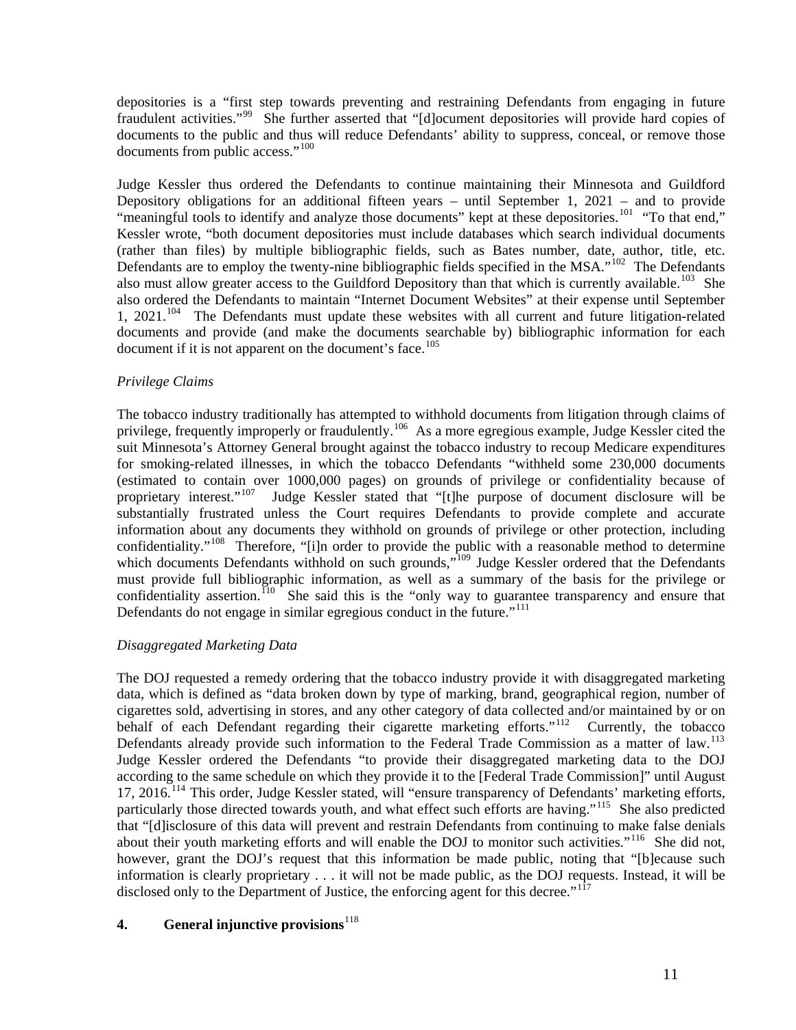depositories is a "first step towards preventing and restraining Defendants from engaging in future fraudulent activities."[99] She further asserted that "[d]ocument depositories will provide hard copies of documents to the public and thus will reduce Defendants' ability to suppress, conceal, or remove those documents from public access."[100]

Judge Kessler thus ordered the Defendants to continue maintaining their Minnesota and Guildford Depository obligations for an additional fifteen years – until September 1, 2021 – and to provide "meaningful tools to identify and analyze those documents" kept at these depositories.[101] "To that end," Kessler wrote, "both document depositories must include databases which search individual documents (rather than files) by multiple bibliographic fields, such as Bates number, date, author, title, etc. Defendants are to employ the twenty-nine bibliographic fields specified in the MSA."[102] The Defendants also must allow greater access to the Guildford Depository than that which is currently available.[103] She also ordered the Defendants to maintain "Internet Document Websites" at their expense until September 1, 2021.[104] The Defendants must update these websites with all current and future litigation-related documents and provide (and make the documents searchable by) bibliographic information for each document if it is not apparent on the document's face.[105]

*Privilege Claims*

The tobacco industry traditionally has attempted to withhold documents from litigation through claims of privilege, frequently improperly or fraudulently.[106] As a more egregious example, Judge Kessler cited the suit Minnesota's Attorney General brought against the tobacco industry to recoup Medicare expenditures for smoking-related illnesses, in which the tobacco Defendants "withheld some 230,000 documents (estimated to contain over 1000,000 pages) on grounds of privilege or confidentiality because of proprietary interest."[107] Judge Kessler stated that "[t]he purpose of document disclosure will be substantially frustrated unless the Court requires Defendants to provide complete and accurate information about any documents they withhold on grounds of privilege or other protection, including confidentiality."[108] Therefore, "[i]n order to provide the public with a reasonable method to determine which documents Defendants withhold on such grounds,"[109] Judge Kessler ordered that the Defendants must provide full bibliographic information, as well as a summary of the basis for the privilege or confidentiality assertion.[110] She said this is the "only way to guarantee transparency and ensure that Defendants do not engage in similar egregious conduct in the future."[111]

*Disaggregated Marketing Data*

The DOJ requested a remedy ordering that the tobacco industry provide it with disaggregated marketing data, which is defined as "data broken down by type of marking, brand, geographical region, number of cigarettes sold, advertising in stores, and any other category of data collected and/or maintained by or on behalf of each Defendant regarding their cigarette marketing efforts."[112] Currently, the tobacco Defendants already provide such information to the Federal Trade Commission as a matter of law.[113] Judge Kessler ordered the Defendants "to provide their disaggregated marketing data to the DOJ according to the same schedule on which they provide it to the [Federal Trade Commission]" until August 17, 2016.[114] This order, Judge Kessler stated, will "ensure transparency of Defendants' marketing efforts, particularly those directed towards youth, and what effect such efforts are having."[115] She also predicted that "[d]isclosure of this data will prevent and restrain Defendants from continuing to make false denials about their youth marketing efforts and will enable the DOJ to monitor such activities."[116] She did not, however, grant the DOJ's request that this information be made public, noting that "[b]ecause such information is clearly proprietary . . . it will not be made public, as the DOJ requests. Instead, it will be disclosed only to the Department of Justice, the enforcing agent for this decree."[117]

## 4. General injunctive provisions[118]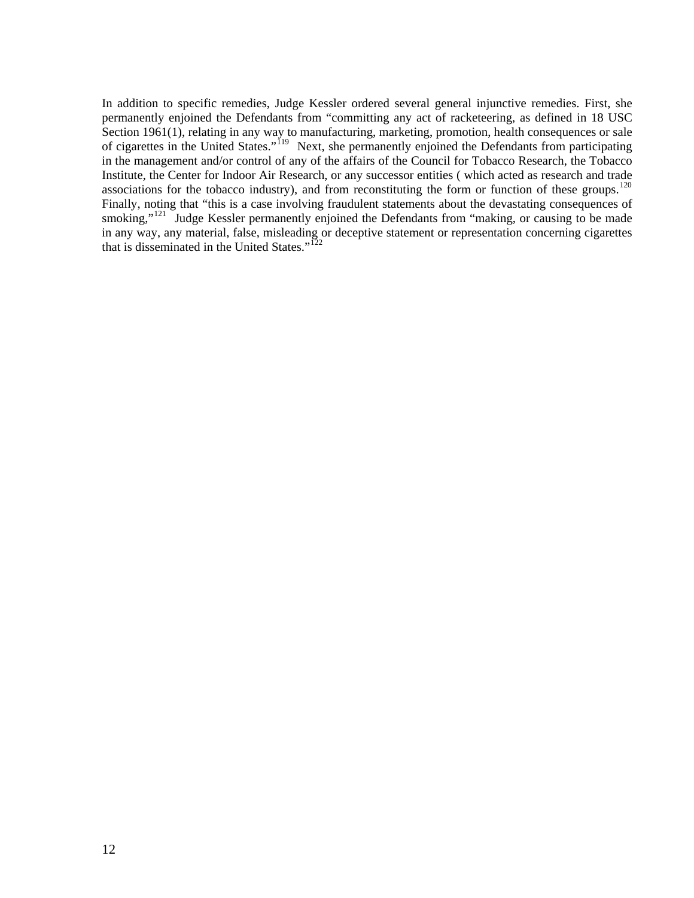In addition to specific remedies, Judge Kessler ordered several general injunctive remedies. First, she permanently enjoined the Defendants from "committing any act of racketeering, as defined in 18 USC Section 1961(1), relating in any way to manufacturing, marketing, promotion, health consequences or sale of cigarettes in the United States."[119] Next, she permanently enjoined the Defendants from participating in the management and/or control of any of the affairs of the Council for Tobacco Research, the Tobacco Institute, the Center for Indoor Air Research, or any successor entities ( which acted as research and trade associations for the tobacco industry), and from reconstituting the form or function of these groups.[120] Finally, noting that "this is a case involving fraudulent statements about the devastating consequences of smoking,"[121] Judge Kessler permanently enjoined the Defendants from "making, or causing to be made in any way, any material, false, misleading or deceptive statement or representation concerning cigarettes that is disseminated in the United States."[122]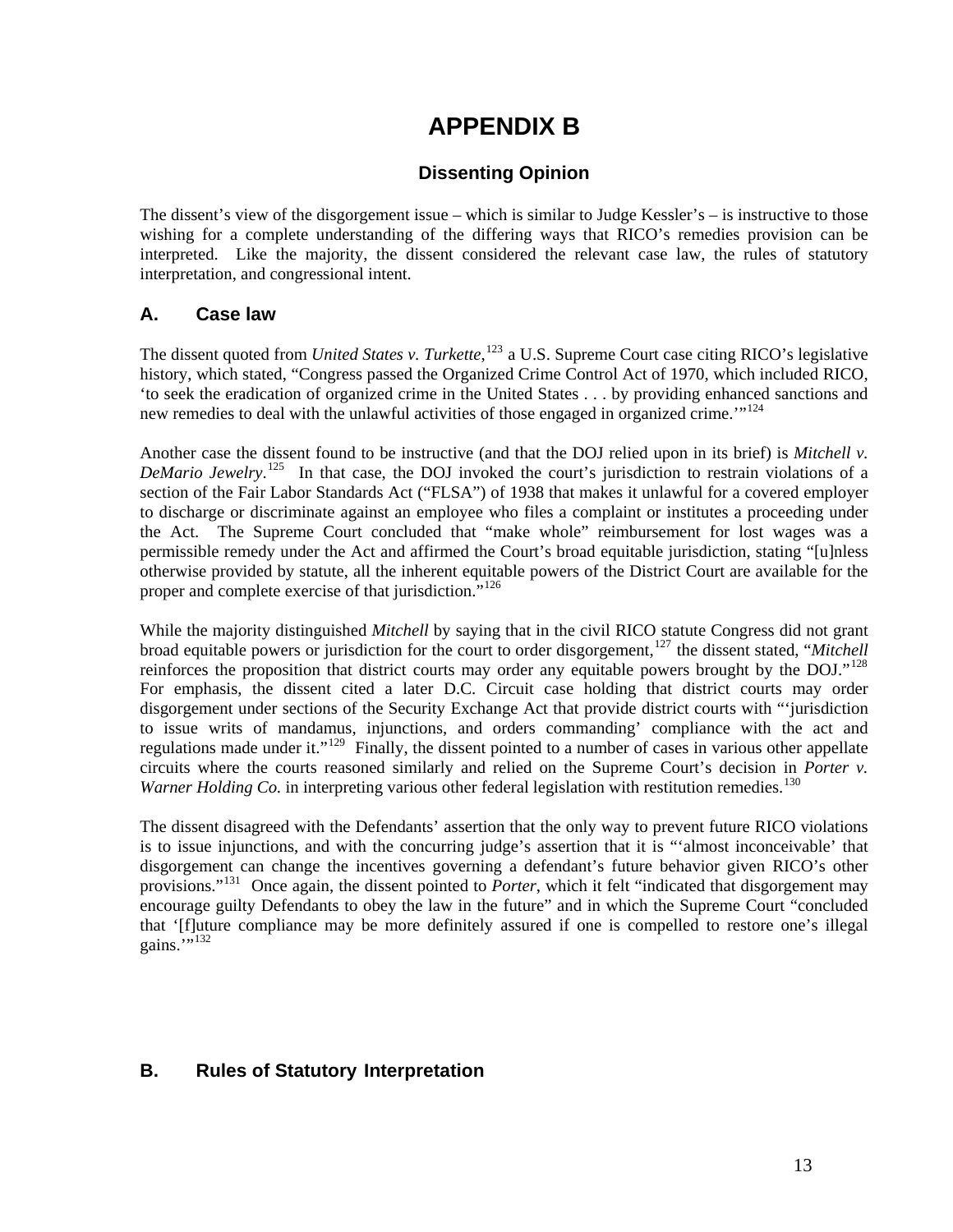# APPENDIX B

## Dissenting Opinion

The dissent's view of the disgorgement issue – which is similar to Judge Kessler's – is instructive to those wishing for a complete understanding of the differing ways that RICO's remedies provision can be interpreted. Like the majority, the dissent considered the relevant case law, the rules of statutory interpretation, and congressional intent.

### A. Case law

The dissent quoted from *United States v. Turkette*,[123] a U.S. Supreme Court case citing RICO's legislative history, which stated, "Congress passed the Organized Crime Control Act of 1970, which included RICO, 'to seek the eradication of organized crime in the United States . . . by providing enhanced sanctions and new remedies to deal with the unlawful activities of those engaged in organized crime.'"[124]

Another case the dissent found to be instructive (and that the DOJ relied upon in its brief) is *Mitchell v. DeMario Jewelry*.[125] In that case, the DOJ invoked the court's jurisdiction to restrain violations of a section of the Fair Labor Standards Act ("FLSA") of 1938 that makes it unlawful for a covered employer to discharge or discriminate against an employee who files a complaint or institutes a proceeding under the Act. The Supreme Court concluded that "make whole" reimbursement for lost wages was a permissible remedy under the Act and affirmed the Court's broad equitable jurisdiction, stating "[u]nless otherwise provided by statute, all the inherent equitable powers of the District Court are available for the proper and complete exercise of that jurisdiction."[126]

While the majority distinguished *Mitchell* by saying that in the civil RICO statute Congress did not grant broad equitable powers or jurisdiction for the court to order disgorgement,[127] the dissent stated, "*Mitchell* reinforces the proposition that district courts may order any equitable powers brought by the DOJ."[128] For emphasis, the dissent cited a later D.C. Circuit case holding that district courts may order disgorgement under sections of the Security Exchange Act that provide district courts with "'jurisdiction to issue writs of mandamus, injunctions, and orders commanding' compliance with the act and regulations made under it."[129] Finally, the dissent pointed to a number of cases in various other appellate circuits where the courts reasoned similarly and relied on the Supreme Court's decision in *Porter v. Warner Holding Co.* in interpreting various other federal legislation with restitution remedies.[130]

The dissent disagreed with the Defendants' assertion that the only way to prevent future RICO violations is to issue injunctions, and with the concurring judge's assertion that it is "'almost inconceivable' that disgorgement can change the incentives governing a defendant's future behavior given RICO's other provisions."[131] Once again, the dissent pointed to *Porter*, which it felt "indicated that disgorgement may encourage guilty Defendants to obey the law in the future" and in which the Supreme Court "concluded that '[f]uture compliance may be more definitely assured if one is compelled to restore one's illegal gains.'"[132]

### B. Rules of Statutory Interpretation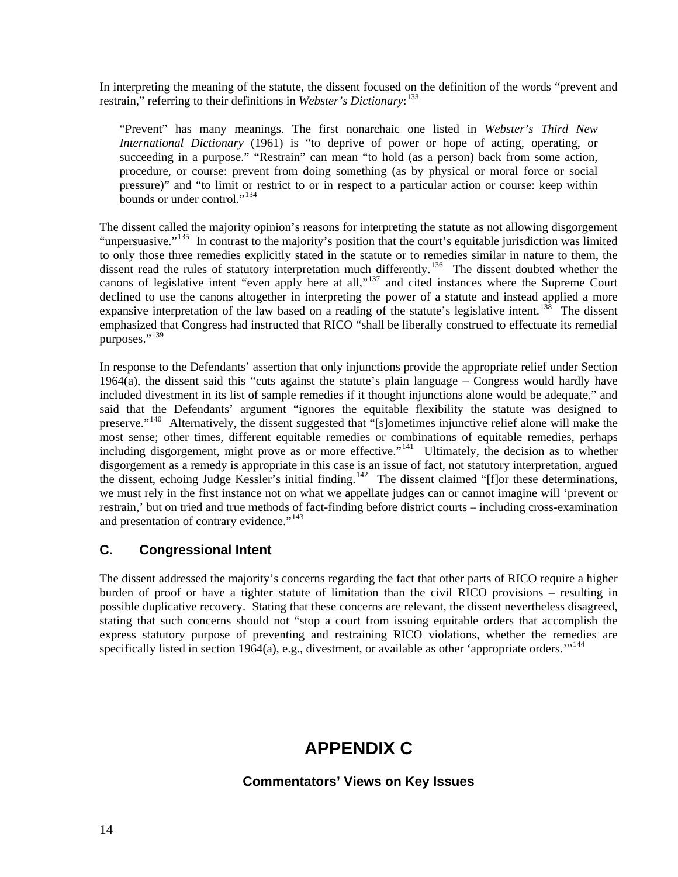In interpreting the meaning of the statute, the dissent focused on the definition of the words "prevent and restrain," referring to their definitions in *Webster's Dictionary*:[133]

> "Prevent" has many meanings. The first nonarchaic one listed in *Webster's Third New International Dictionary* (1961) is "to deprive of power or hope of acting, operating, or succeeding in a purpose." "Restrain" can mean "to hold (as a person) back from some action, procedure, or course: prevent from doing something (as by physical or moral force or social pressure)" and "to limit or restrict to or in respect to a particular action or course: keep within bounds or under control."[134]

The dissent called the majority opinion's reasons for interpreting the statute as not allowing disgorgement "unpersuasive."[135] In contrast to the majority's position that the court's equitable jurisdiction was limited to only those three remedies explicitly stated in the statute or to remedies similar in nature to them, the dissent read the rules of statutory interpretation much differently.[136] The dissent doubted whether the canons of legislative intent "even apply here at all,"[137] and cited instances where the Supreme Court declined to use the canons altogether in interpreting the power of a statute and instead applied a more expansive interpretation of the law based on a reading of the statute's legislative intent.[138] The dissent emphasized that Congress had instructed that RICO "shall be liberally construed to effectuate its remedial purposes."[139]

In response to the Defendants' assertion that only injunctions provide the appropriate relief under Section 1964(a), the dissent said this "cuts against the statute's plain language – Congress would hardly have included divestment in its list of sample remedies if it thought injunctions alone would be adequate," and said that the Defendants' argument "ignores the equitable flexibility the statute was designed to preserve."[140] Alternatively, the dissent suggested that "[s]ometimes injunctive relief alone will make the most sense; other times, different equitable remedies or combinations of equitable remedies, perhaps including disgorgement, might prove as or more effective."[141] Ultimately, the decision as to whether disgorgement as a remedy is appropriate in this case is an issue of fact, not statutory interpretation, argued the dissent, echoing Judge Kessler's initial finding.[142] The dissent claimed "[f]or these determinations, we must rely in the first instance not on what we appellate judges can or cannot imagine will 'prevent or restrain,' but on tried and true methods of fact-finding before district courts – including cross-examination and presentation of contrary evidence."[143]

### C. Congressional Intent

The dissent addressed the majority's concerns regarding the fact that other parts of RICO require a higher burden of proof or have a tighter statute of limitation than the civil RICO provisions – resulting in possible duplicative recovery. Stating that these concerns are relevant, the dissent nevertheless disagreed, stating that such concerns should not "stop a court from issuing equitable orders that accomplish the express statutory purpose of preventing and restraining RICO violations, whether the remedies are specifically listed in section 1964(a), e.g., divestment, or available as other 'appropriate orders.'"[144]

# APPENDIX C

### Commentators' Views on Key Issues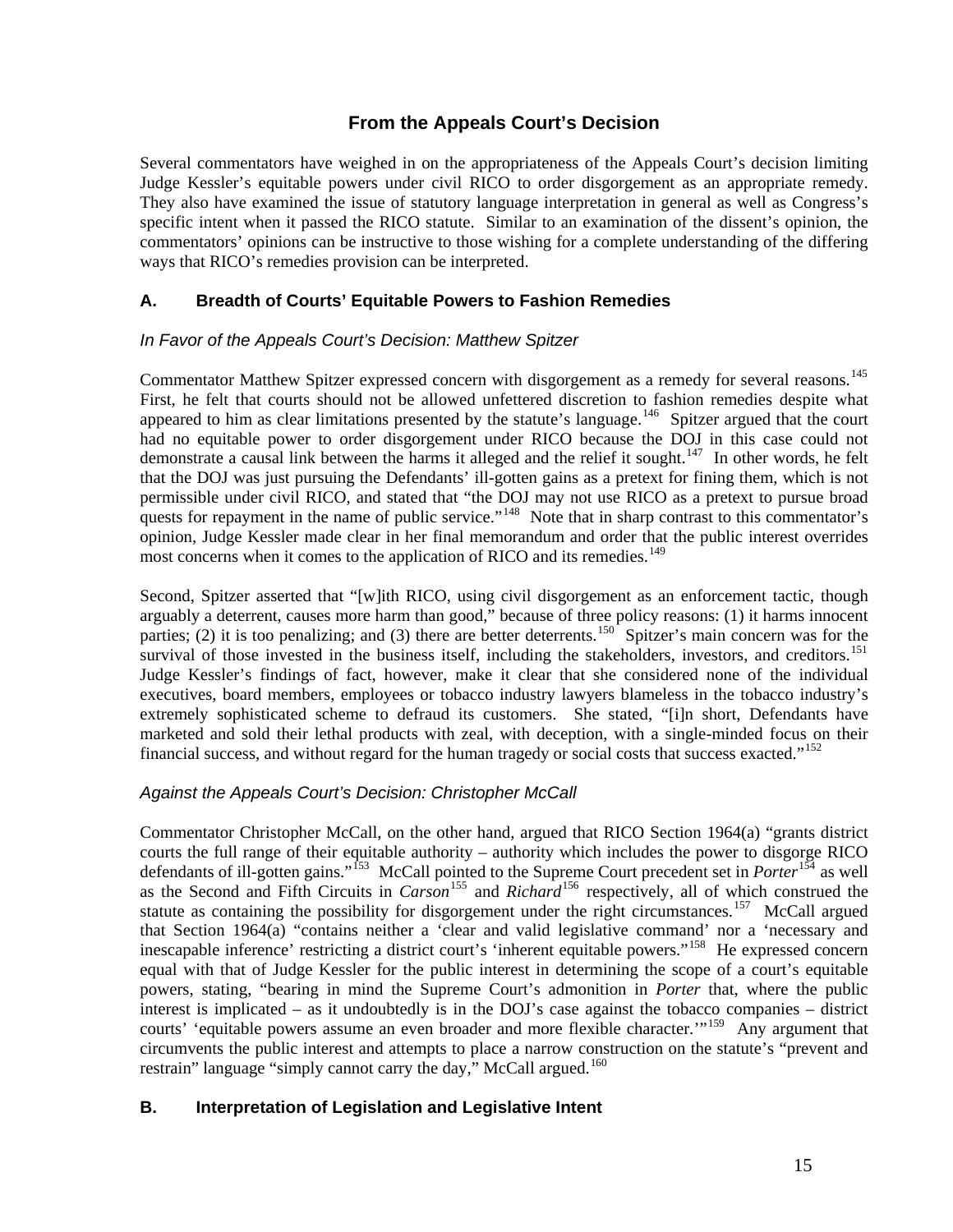## From the Appeals Court's Decision

Several commentators have weighed in on the appropriateness of the Appeals Court's decision limiting Judge Kessler's equitable powers under civil RICO to order disgorgement as an appropriate remedy. They also have examined the issue of statutory language interpretation in general as well as Congress's specific intent when it passed the RICO statute. Similar to an examination of the dissent's opinion, the commentators' opinions can be instructive to those wishing for a complete understanding of the differing ways that RICO's remedies provision can be interpreted.

### A. Breadth of Courts' Equitable Powers to Fashion Remedies

*In Favor of the Appeals Court's Decision: Matthew Spitzer*

Commentator Matthew Spitzer expressed concern with disgorgement as a remedy for several reasons.[145] First, he felt that courts should not be allowed unfettered discretion to fashion remedies despite what appeared to him as clear limitations presented by the statute's language.[146] Spitzer argued that the court had no equitable power to order disgorgement under RICO because the DOJ in this case could not demonstrate a causal link between the harms it alleged and the relief it sought.[147] In other words, he felt that the DOJ was just pursuing the Defendants' ill-gotten gains as a pretext for fining them, which is not permissible under civil RICO, and stated that "the DOJ may not use RICO as a pretext to pursue broad quests for repayment in the name of public service."[148] Note that in sharp contrast to this commentator's opinion, Judge Kessler made clear in her final memorandum and order that the public interest overrides most concerns when it comes to the application of RICO and its remedies.[149]

Second, Spitzer asserted that "[w]ith RICO, using civil disgorgement as an enforcement tactic, though arguably a deterrent, causes more harm than good," because of three policy reasons: (1) it harms innocent parties; (2) it is too penalizing; and (3) there are better deterrents.[150] Spitzer's main concern was for the survival of those invested in the business itself, including the stakeholders, investors, and creditors.[151] Judge Kessler's findings of fact, however, make it clear that she considered none of the individual executives, board members, employees or tobacco industry lawyers blameless in the tobacco industry's extremely sophisticated scheme to defraud its customers. She stated, "[i]n short, Defendants have marketed and sold their lethal products with zeal, with deception, with a single-minded focus on their financial success, and without regard for the human tragedy or social costs that success exacted."[152]

*Against the Appeals Court's Decision: Christopher McCall*

Commentator Christopher McCall, on the other hand, argued that RICO Section 1964(a) "grants district courts the full range of their equitable authority – authority which includes the power to disgorge RICO defendants of ill-gotten gains."[153] McCall pointed to the Supreme Court precedent set in *Porter*[154] as well as the Second and Fifth Circuits in *Carson*[155] and *Richard*[156] respectively, all of which construed the statute as containing the possibility for disgorgement under the right circumstances.[157] McCall argued that Section 1964(a) "contains neither a 'clear and valid legislative command' nor a 'necessary and inescapable inference' restricting a district court's 'inherent equitable powers."[158] He expressed concern equal with that of Judge Kessler for the public interest in determining the scope of a court's equitable powers, stating, "bearing in mind the Supreme Court's admonition in *Porter* that, where the public interest is implicated – as it undoubtedly is in the DOJ's case against the tobacco companies – district courts' 'equitable powers assume an even broader and more flexible character.'"[159] Any argument that circumvents the public interest and attempts to place a narrow construction on the statute's "prevent and restrain" language "simply cannot carry the day," McCall argued.[160]

### B. Interpretation of Legislation and Legislative Intent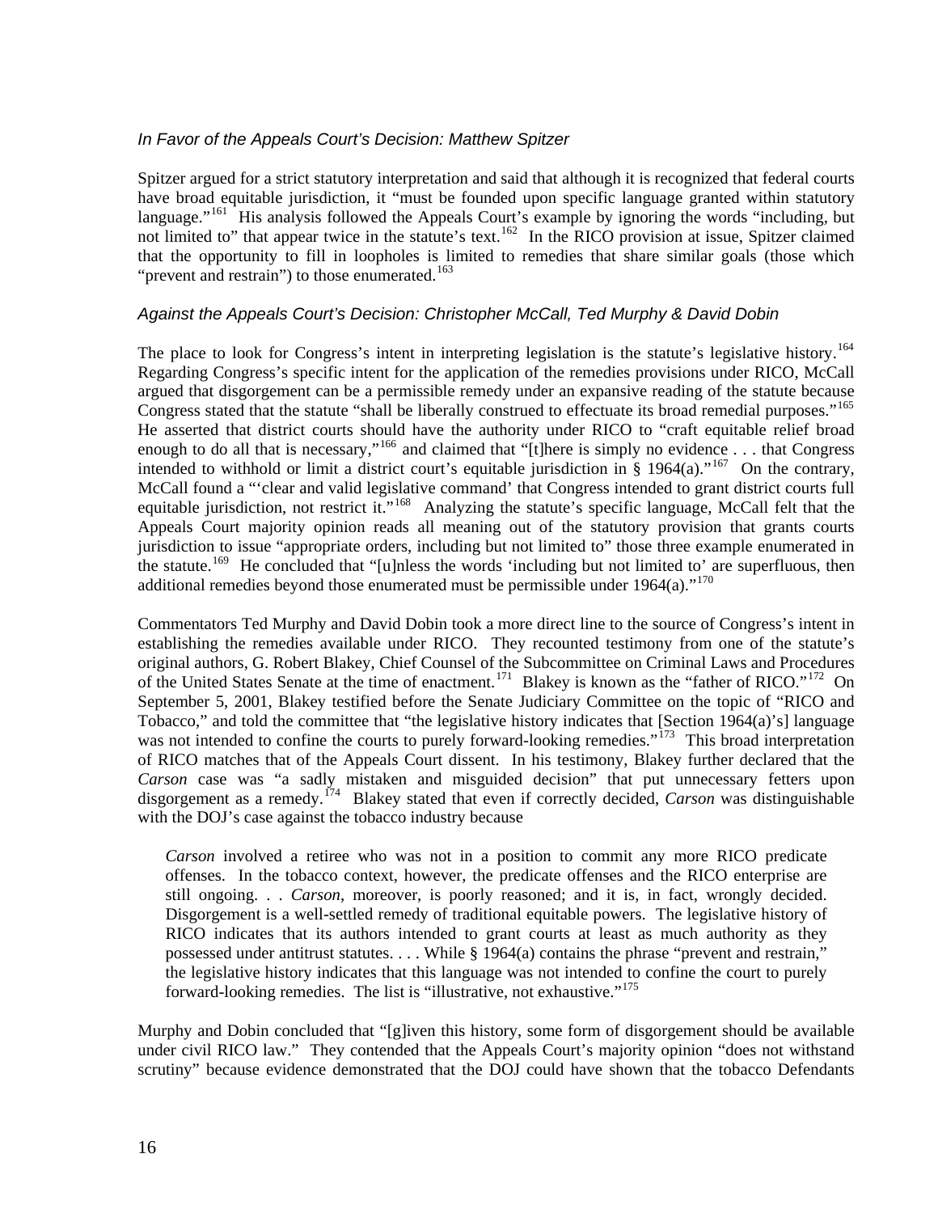### *In Favor of the Appeals Court's Decision: Matthew Spitzer*

Spitzer argued for a strict statutory interpretation and said that although it is recognized that federal courts have broad equitable jurisdiction, it "must be founded upon specific language granted within statutory language."[161] His analysis followed the Appeals Court's example by ignoring the words "including, but not limited to" that appear twice in the statute's text.[162] In the RICO provision at issue, Spitzer claimed that the opportunity to fill in loopholes is limited to remedies that share similar goals (those which "prevent and restrain") to those enumerated.[163]

### *Against the Appeals Court's Decision: Christopher McCall, Ted Murphy & David Dobin*

The place to look for Congress's intent in interpreting legislation is the statute's legislative history.[164] Regarding Congress's specific intent for the application of the remedies provisions under RICO, McCall argued that disgorgement can be a permissible remedy under an expansive reading of the statute because Congress stated that the statute "shall be liberally construed to effectuate its broad remedial purposes."[165] He asserted that district courts should have the authority under RICO to "craft equitable relief broad enough to do all that is necessary,"[166] and claimed that "[t]here is simply no evidence . . . that Congress intended to withhold or limit a district court's equitable jurisdiction in § 1964(a)."[167] On the contrary, McCall found a "'clear and valid legislative command' that Congress intended to grant district courts full equitable jurisdiction, not restrict it."[168] Analyzing the statute's specific language, McCall felt that the Appeals Court majority opinion reads all meaning out of the statutory provision that grants courts jurisdiction to issue "appropriate orders, including but not limited to" those three example enumerated in the statute.[169] He concluded that "[u]nless the words 'including but not limited to' are superfluous, then additional remedies beyond those enumerated must be permissible under 1964(a)."[170]

Commentators Ted Murphy and David Dobin took a more direct line to the source of Congress's intent in establishing the remedies available under RICO. They recounted testimony from one of the statute's original authors, G. Robert Blakey, Chief Counsel of the Subcommittee on Criminal Laws and Procedures of the United States Senate at the time of enactment.[171] Blakey is known as the "father of RICO."[172] On September 5, 2001, Blakey testified before the Senate Judiciary Committee on the topic of "RICO and Tobacco," and told the committee that "the legislative history indicates that [Section 1964(a)'s] language was not intended to confine the courts to purely forward-looking remedies."[173] This broad interpretation of RICO matches that of the Appeals Court dissent. In his testimony, Blakey further declared that the *Carson* case was "a sadly mistaken and misguided decision" that put unnecessary fetters upon disgorgement as a remedy.[174] Blakey stated that even if correctly decided, *Carson* was distinguishable with the DOJ's case against the tobacco industry because

> *Carson* involved a retiree who was not in a position to commit any more RICO predicate offenses. In the tobacco context, however, the predicate offenses and the RICO enterprise are still ongoing. . . *Carson*, moreover, is poorly reasoned; and it is, in fact, wrongly decided. Disgorgement is a well-settled remedy of traditional equitable powers. The legislative history of RICO indicates that its authors intended to grant courts at least as much authority as they possessed under antitrust statutes. . . . While § 1964(a) contains the phrase "prevent and restrain," the legislative history indicates that this language was not intended to confine the court to purely forward-looking remedies. The list is "illustrative, not exhaustive."[175]

Murphy and Dobin concluded that "[g]iven this history, some form of disgorgement should be available under civil RICO law." They contended that the Appeals Court's majority opinion "does not withstand scrutiny" because evidence demonstrated that the DOJ could have shown that the tobacco Defendants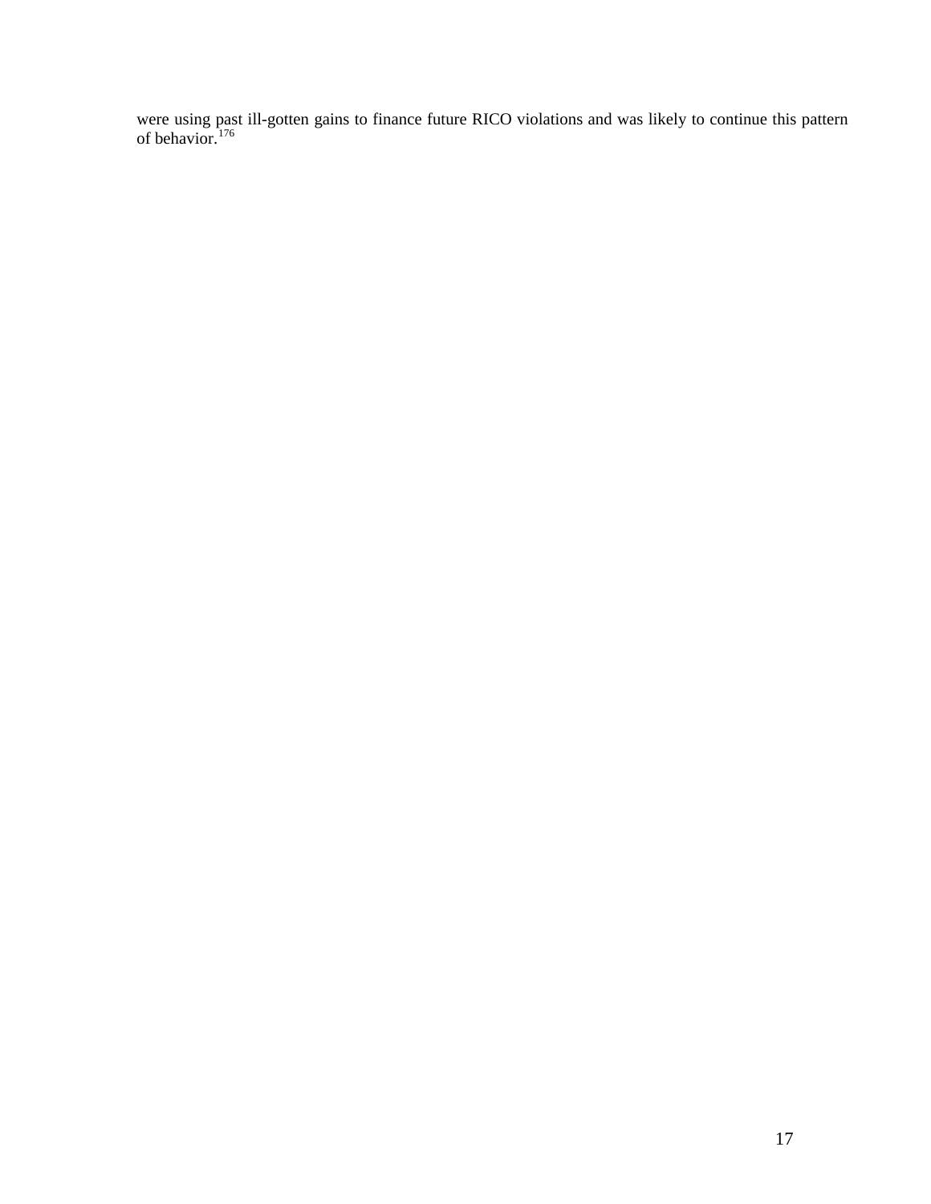were using past ill-gotten gains to finance future RICO violations and was likely to continue this pattern of behavior.[176]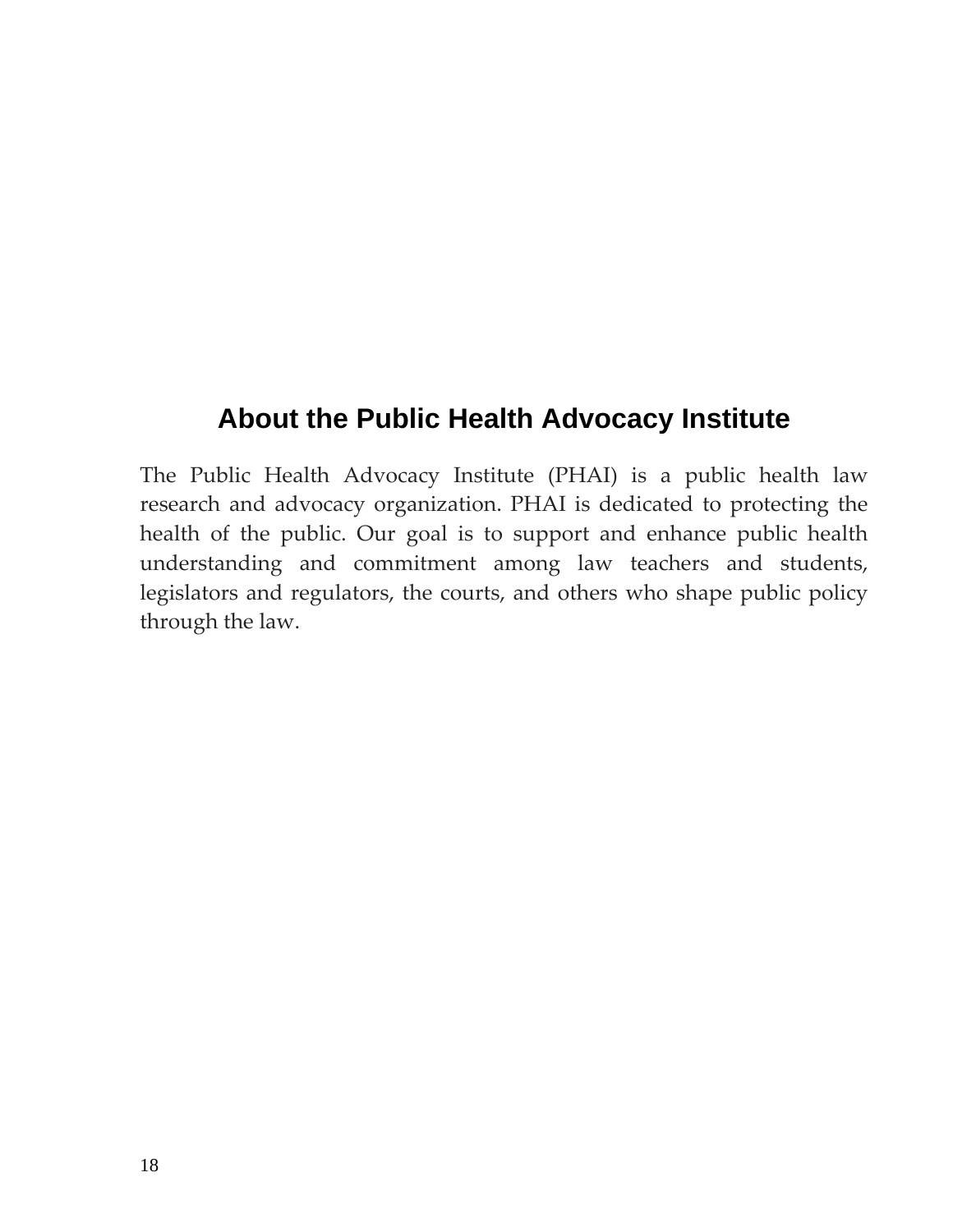## About the Public Health Advocacy Institute

The Public Health Advocacy Institute (PHAI) is a public health law research and advocacy organization. PHAI is dedicated to protecting the health of the public. Our goal is to support and enhance public health understanding and commitment among law teachers and students, legislators and regulators, the courts, and others who shape public policy through the law.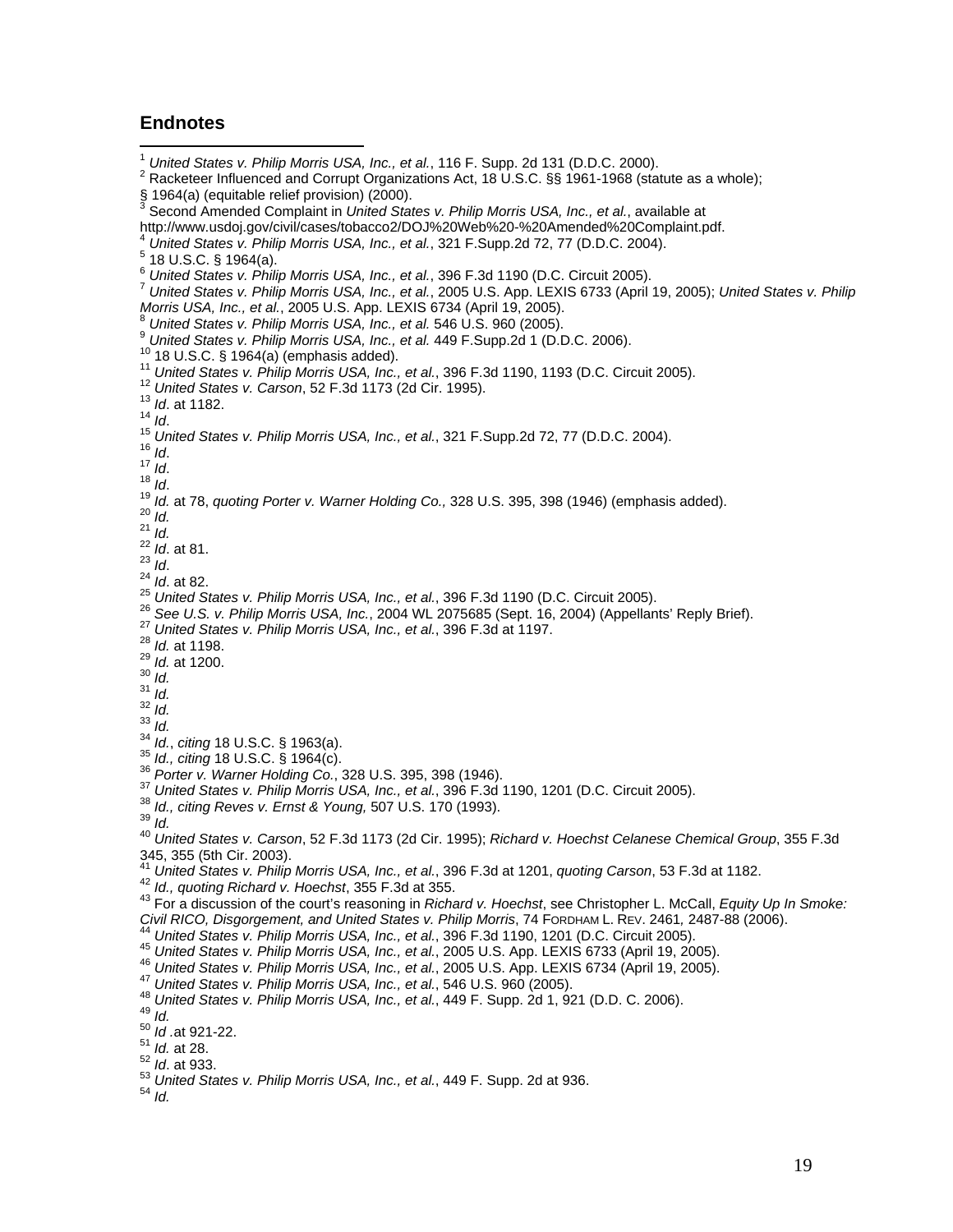## Endnotes

[1] *United States v. Philip Morris USA, Inc., et al.*, 116 F. Supp. 2d 131 (D.D.C. 2000).
[2] Racketeer Influenced and Corrupt Organizations Act, 18 U.S.C. §§ 1961-1968 (statute as a whole); § 1964(a) (equitable relief provision) (2000).
[3] Second Amended Complaint in *United States v. Philip Morris USA, Inc., et al.*, available at http://www.usdoj.gov/civil/cases/tobacco2/DOJ%20Web%20-%20Amended%20Complaint.pdf.
[4] *United States v. Philip Morris USA, Inc., et al.*, 321 F.Supp.2d 72, 77 (D.D.C. 2004).
[5] 18 U.S.C. § 1964(a).
[6] *United States v. Philip Morris USA, Inc., et al.*, 396 F.3d 1190 (D.C. Circuit 2005).
[7] *United States v. Philip Morris USA, Inc., et al.*, 2005 U.S. App. LEXIS 6733 (April 19, 2005); *United States v. Philip Morris USA, Inc., et al.*, 2005 U.S. App. LEXIS 6734 (April 19, 2005).
[8] *United States v. Philip Morris USA, Inc., et al.* 546 U.S. 960 (2005).
[9] *United States v. Philip Morris USA, Inc., et al.* 449 F.Supp.2d 1 (D.D.C. 2006).
[10] 18 U.S.C. § 1964(a) (emphasis added).
[11] *United States v. Philip Morris USA, Inc., et al.*, 396 F.3d 1190, 1193 (D.C. Circuit 2005).
[12] *United States v. Carson*, 52 F.3d 1173 (2d Cir. 1995).
[13] *Id*. at 1182.
[14] *Id*.
[15] *United States v. Philip Morris USA, Inc., et al.*, 321 F.Supp.2d 72, 77 (D.D.C. 2004).
[16] *Id*.
[17] *Id*.
[18] *Id*.
[19] *Id.* at 78, *quoting Porter v. Warner Holding Co.,* 328 U.S. 395, 398 (1946) (emphasis added).
[20] *Id.*
[21] *Id.*
[22] *Id*. at 81.
[23] *Id*.
[24] *Id*. at 82.
[25] *United States v. Philip Morris USA, Inc., et al.*, 396 F.3d 1190 (D.C. Circuit 2005).
[26] *See U.S. v. Philip Morris USA, Inc.*, 2004 WL 2075685 (Sept. 16, 2004) (Appellants' Reply Brief).
[27] *United States v. Philip Morris USA, Inc., et al.*, 396 F.3d at 1197.
[28] *Id.* at 1198.
[29] *Id.* at 1200.
[30] *Id.*
[31] *Id.*
[32] *Id.*
[33] *Id.*
[34] *Id.*, *citing* 18 U.S.C. § 1963(a).
[35] *Id., citing* 18 U.S.C. § 1964(c).
[36] *Porter v. Warner Holding Co.*, 328 U.S. 395, 398 (1946).
[37] *United States v. Philip Morris USA, Inc., et al.*, 396 F.3d 1190, 1201 (D.C. Circuit 2005).
[38] *Id., citing Reves v. Ernst & Young,* 507 U.S. 170 (1993).
[39] *Id.*
[40] *United States v. Carson*, 52 F.3d 1173 (2d Cir. 1995); *Richard v. Hoechst Celanese Chemical Group*, 355 F.3d 345, 355 (5th Cir. 2003).
[41] *United States v. Philip Morris USA, Inc., et al.*, 396 F.3d at 1201, *quoting Carson*, 53 F.3d at 1182.
[42] *Id., quoting Richard v. Hoechst*, 355 F.3d at 355.
[43] For a discussion of the court's reasoning in *Richard v. Hoechst*, see Christopher L. McCall, *Equity Up In Smoke: Civil RICO, Disgorgement, and United States v. Philip Morris*, 74 FORDHAM L. REV. 2461, 2487-88 (2006).
[44] *United States v. Philip Morris USA, Inc., et al.*, 396 F.3d 1190, 1201 (D.C. Circuit 2005).
[45] *United States v. Philip Morris USA, Inc., et al.*, 2005 U.S. App. LEXIS 6733 (April 19, 2005).
[46] *United States v. Philip Morris USA, Inc., et al.*, 2005 U.S. App. LEXIS 6734 (April 19, 2005).
[47] *United States v. Philip Morris USA, Inc., et al.*, 546 U.S. 960 (2005).
[48] *United States v. Philip Morris USA, Inc., et al.*, 449 F. Supp. 2d 1, 921 (D.D. C. 2006).
[49] *Id.*
[50] *Id* .at 921-22.
[51] *Id.* at 28.
[52] *Id*. at 933.
[53] *United States v. Philip Morris USA, Inc., et al.*, 449 F. Supp. 2d at 936.
[54] *Id.*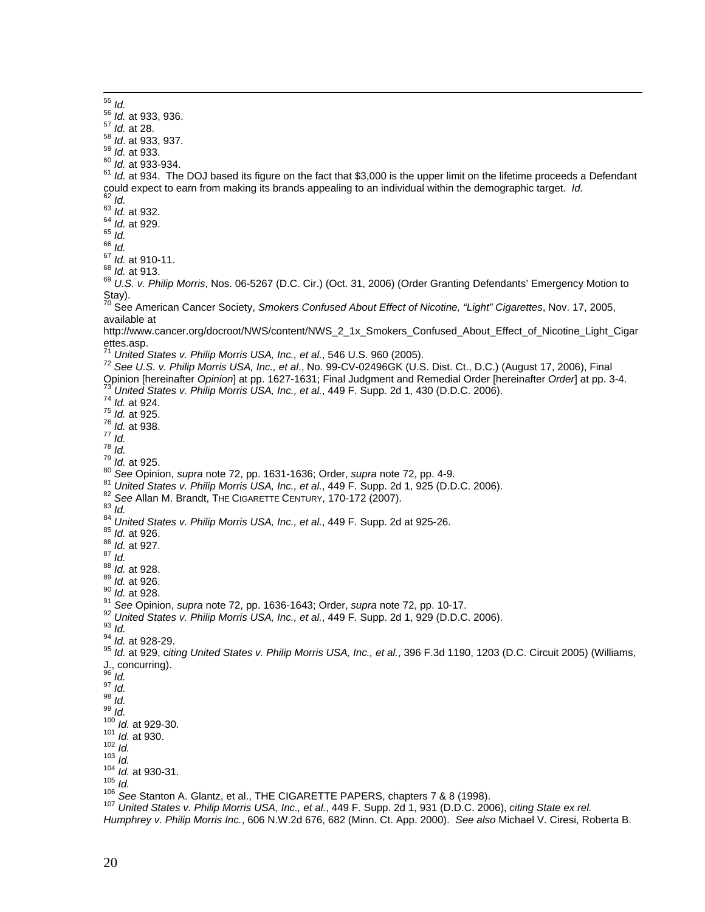[55] *Id.*
[56] *Id.* at 933, 936.
[57] *Id.* at 28.
[58] *Id*. at 933, 937.
[59] *Id.* at 933.
[60] *Id.* at 933-934.
[61] *Id.* at 934. The DOJ based its figure on the fact that $3,000 is the upper limit on the lifetime proceeds a Defendant could expect to earn from making its brands appealing to an individual within the demographic target. *Id.*
[62] *Id.*
[63] *Id.* at 932.
[64] *Id.* at 929.
[65] *Id.*
[66] *Id.*
[67] *Id.* at 910-11.
[68] *Id.* at 913.
[69] *U.S. v. Philip Morris*, Nos. 06-5267 (D.C. Cir.) (Oct. 31, 2006) (Order Granting Defendants' Emergency Motion to Stay).
[70] See American Cancer Society, *Smokers Confused About Effect of Nicotine, "Light" Cigarettes*, Nov. 17, 2005, available at http://www.cancer.org/docroot/NWS/content/NWS_2_1x_Smokers_Confused_About_Effect_of_Nicotine_Light_Cigarettes.asp.
[71] *United States v. Philip Morris USA, Inc., et al.*, 546 U.S. 960 (2005).
[72] *See U.S. v. Philip Morris USA, Inc., et al*., No. 99-CV-02496GK (U.S. Dist. Ct., D.C.) (August 17, 2006), Final Opinion [hereinafter *Opinion*] at pp. 1627-1631; Final Judgment and Remedial Order [hereinafter *Order*] at pp. 3-4.
[73] *United States v. Philip Morris USA, Inc., et al.*, 449 F. Supp. 2d 1, 430 (D.D.C. 2006).
[74] *Id.* at 924.
[75] *Id.* at 925.
[76] *Id.* at 938.
[77] *Id.*
[78] *Id.*
[79] *Id.* at 925.
[80] *See* Opinion, *supra* note 72, pp. 1631-1636; Order, *supra* note 72, pp. 4-9.
[81] *United States v. Philip Morris USA, Inc., et al.*, 449 F. Supp. 2d 1, 925 (D.D.C. 2006).
[82] *See* Allan M. Brandt, THE CIGARETTE CENTURY, 170-172 (2007).
[83] *Id.*
[84] *United States v. Philip Morris USA, Inc., et al.*, 449 F. Supp. 2d at 925-26.
[85] *Id.* at 926.
[86] *Id.* at 927.
[87] *Id.*
[88] *Id.* at 928.
[89] *Id.* at 926.
[90] *Id.* at 928.
[91] *See* Opinion, *supra* note 72, pp. 1636-1643; Order, *supra* note 72, pp. 10-17.
[92] *United States v. Philip Morris USA, Inc., et al.*, 449 F. Supp. 2d 1, 929 (D.D.C. 2006).
[93] *Id.*
[94] *Id.* at 928-29.
[95] *Id.* at 929, c*iting United States v. Philip Morris USA, Inc., et al.*, 396 F.3d 1190, 1203 (D.C. Circuit 2005) (Williams, J., concurring).
[96] *Id.*
[97] *Id.*
[98] *Id.*
[99] *Id.*
[100] *Id.* at 929-30.
[101] *Id.* at 930.
[102] *Id.*
[103] *Id.*
[104] *Id.* at 930-31.
[105] *Id.*
[106] *See* Stanton A. Glantz, et al., THE CIGARETTE PAPERS, chapters 7 & 8 (1998).
[107] *United States v. Philip Morris USA, Inc., et al.*, 449 F. Supp. 2d 1, 931 (D.D.C. 2006), *citing State ex rel. Humphrey v. Philip Morris Inc.*, 606 N.W.2d 676, 682 (Minn. Ct. App. 2000). *See also* Michael V. Ciresi, Roberta B.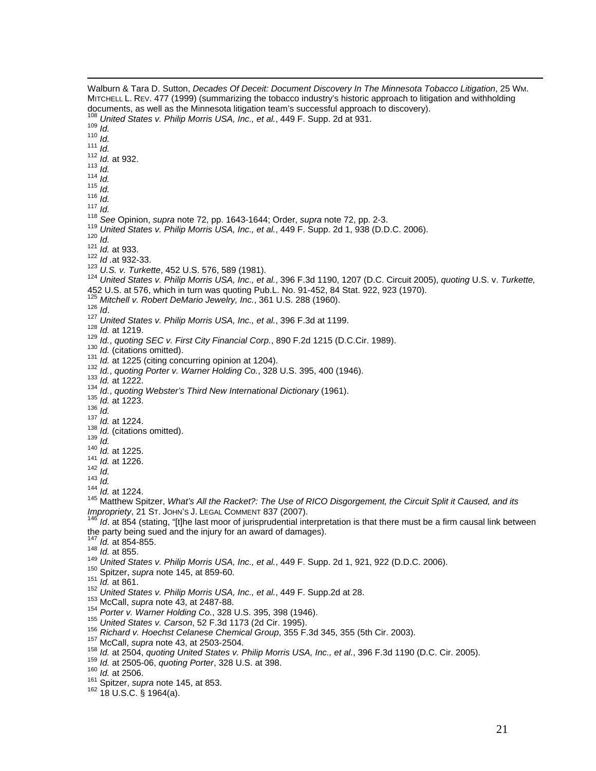Walburn & Tara D. Sutton, *Decades Of Deceit: Document Discovery In The Minnesota Tobacco Litigation*, 25 WM. MITCHELL L. REV. 477 (1999) (summarizing the tobacco industry's historic approach to litigation and withholding documents, as well as the Minnesota litigation team's successful approach to discovery).

[108] *United States v. Philip Morris USA, Inc., et al.*, 449 F. Supp. 2d at 931.

[109] *Id.*

[110] *Id.*

[111] *Id.*

[112] *Id.* at 932.

[113] *Id.*

[114] *Id.*

[115] *Id.*

[116] *Id.*

[117] *Id.*

[118] *See* Opinion, *supra* note 72, pp. 1643-1644; Order, *supra* note 72, pp. 2-3.

[119] *United States v. Philip Morris USA, Inc., et al.*, 449 F. Supp. 2d 1, 938 (D.D.C. 2006).

[120] *Id.*

[121] *Id.* at 933.

[122] *Id* .at 932-33.

[123] *U.S. v. Turkette*, 452 U.S. 576, 589 (1981).

[124] *United States v. Philip Morris USA, Inc., et al.*, 396 F.3d 1190, 1207 (D.C. Circuit 2005), *quoting* U.S. v. *Turkette,* 452 U.S. at 576, which in turn was quoting Pub.L. No. 91-452, 84 Stat. 922, 923 (1970).

[125] *Mitchell v. Robert DeMario Jewelry, Inc.*, 361 U.S. 288 (1960).

[126] *Id*.

[127] *United States v. Philip Morris USA, Inc., et al.*, 396 F.3d at 1199.

[128] *Id.* at 1219.

[129] *Id.*, *quoting SEC v. First City Financial Corp.*, 890 F.2d 1215 (D.C.Cir. 1989).

[130] *Id.* (citations omitted).

[131] *Id.* at 1225 (citing concurring opinion at 1204).

[132] *Id.*, *quoting Porter v. Warner Holding Co.*, 328 U.S. 395, 400 (1946).

[133] *Id.* at 1222.

[134] *Id.*, *quoting Webster's Third New International Dictionary* (1961).

[135] *Id.* at 1223.

[136] *Id.*

[137] *Id.* at 1224.

[138] *Id.* (citations omitted).

[139] *Id.*

[140] *Id.* at 1225.

[141] *Id.* at 1226.

[142] *Id.*

[143] *Id.*

[144] *Id.* at 1224.

[145] Matthew Spitzer, *What's All the Racket?: The Use of RICO Disgorgement, the Circuit Split it Caused, and its Impropriety*, 21 ST. JOHN'S J. LEGAL COMMENT 837 (2007).

[146] *Id*. at 854 (stating, "[t]he last moor of jurisprudential interpretation is that there must be a firm causal link between the party being sued and the injury for an award of damages).

[147] *Id.* at 854-855.

[148] *Id.* at 855.

[149] *United States v. Philip Morris USA, Inc., et al.*, 449 F. Supp. 2d 1, 921, 922 (D.D.C. 2006).

[150] Spitzer, *supra* note 145, at 859-60.

[151] *Id.* at 861.

[152] *United States v. Philip Morris USA, Inc., et al.*, 449 F. Supp.2d at 28.

[153] McCall, *supra* note 43, at 2487-88.

[154] *Porter v. Warner Holding Co.*, 328 U.S. 395, 398 (1946).

[155] *United States v. Carson*, 52 F.3d 1173 (2d Cir. 1995).

[156] *Richard v. Hoechst Celanese Chemical Group*, 355 F.3d 345, 355 (5th Cir. 2003).

[157] McCall, *supra* note 43, at 2503-2504.

[158] *Id.* at 2504, *quoting United States v. Philip Morris USA, Inc., et al.*, 396 F.3d 1190 (D.C. Cir. 2005).

[159] *Id.* at 2505-06, *quoting Porter*, 328 U.S. at 398.

[160] *Id.* at 2506.

[161] Spitzer, *supra* note 145, at 853.

[162] 18 U.S.C. § 1964(a).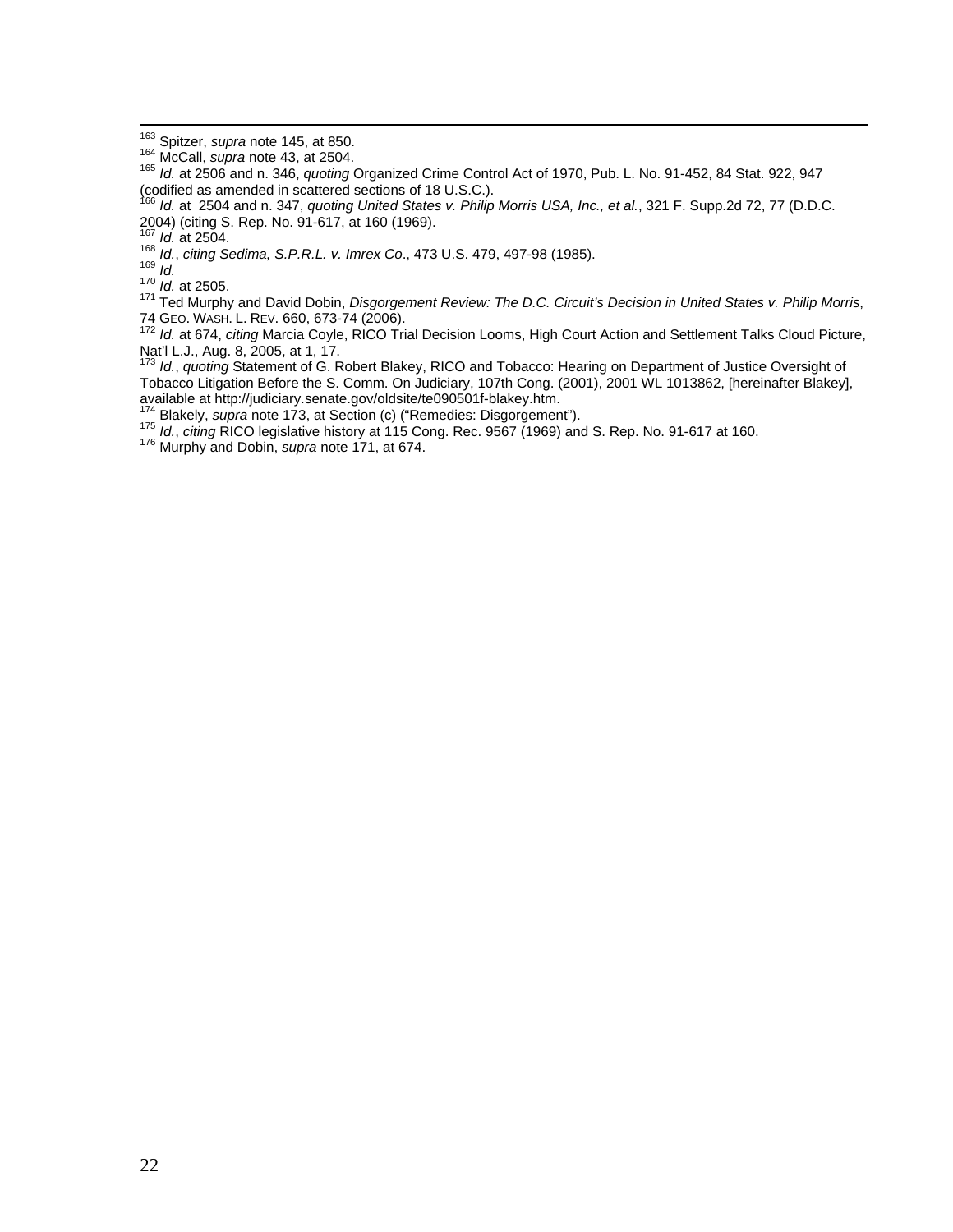[163] Spitzer, *supra* note 145, at 850.
[164] McCall, *supra* note 43, at 2504.
[165] *Id.* at 2506 and n. 346, *quoting* Organized Crime Control Act of 1970, Pub. L. No. 91-452, 84 Stat. 922, 947 (codified as amended in scattered sections of 18 U.S.C.).
[166] *Id.* at 2504 and n. 347, *quoting United States v. Philip Morris USA, Inc., et al.*, 321 F. Supp.2d 72, 77 (D.D.C. 2004) (citing S. Rep. No. 91-617, at 160 (1969).
[167] *Id.* at 2504.
[168] *Id.*, *citing Sedima, S.P.R.L. v. Imrex Co*., 473 U.S. 479, 497-98 (1985).
[169] *Id.*
[170] *Id.* at 2505.
[171] Ted Murphy and David Dobin, *Disgorgement Review: The D.C. Circuit's Decision in United States v. Philip Morris*, 74 GEO. WASH. L. REV. 660, 673-74 (2006).
[172] *Id.* at 674, *citing* Marcia Coyle, RICO Trial Decision Looms, High Court Action and Settlement Talks Cloud Picture, Nat'l L.J., Aug. 8, 2005, at 1, 17.
[173] *Id.*, *quoting* Statement of G. Robert Blakey, RICO and Tobacco: Hearing on Department of Justice Oversight of Tobacco Litigation Before the S. Comm. On Judiciary, 107th Cong. (2001), 2001 WL 1013862, [hereinafter Blakey], available at http://judiciary.senate.gov/oldsite/te090501f-blakey.htm.
[174] Blakely, *supra* note 173, at Section (c) ("Remedies: Disgorgement").
[175] *Id.*, *citing* RICO legislative history at 115 Cong. Rec. 9567 (1969) and S. Rep. No. 91-617 at 160.
[176] Murphy and Dobin, *supra* note 171, at 674.